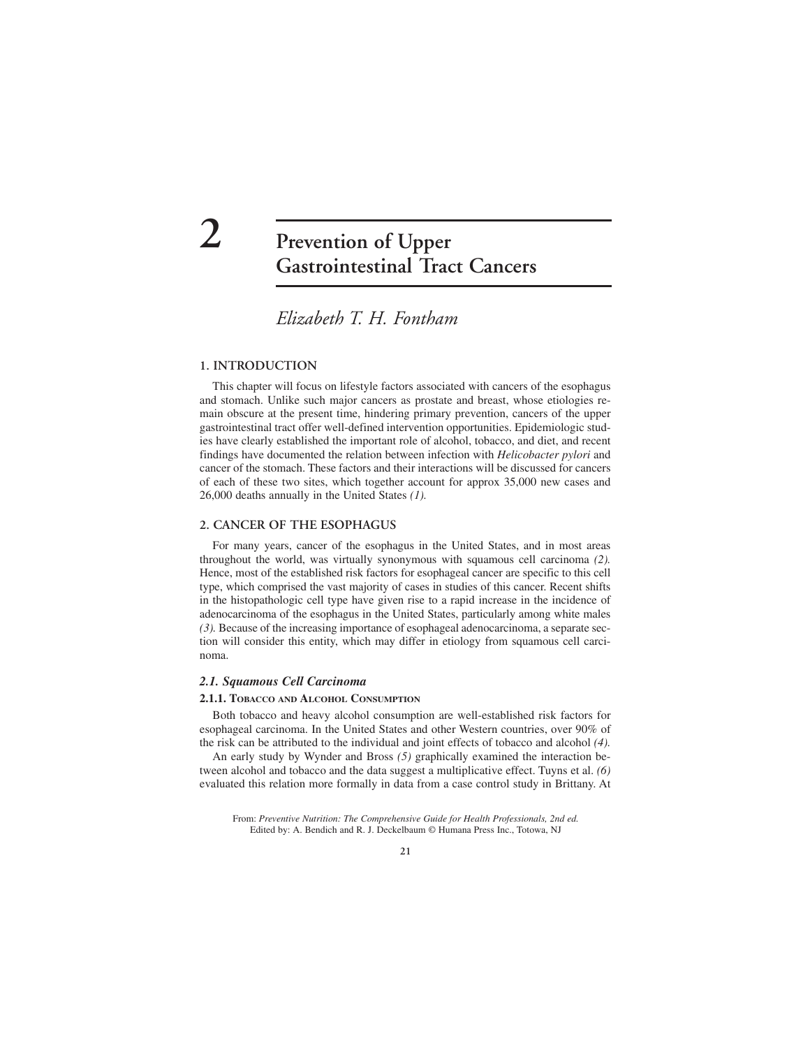# 2 Prevention of Upper Gastrointestinal Tract Cancers

*Elizabeth T. H. Fontham*

## 1. INTRODUCTION

This chapter will focus on lifestyle factors associated with cancers of the esophagus and stomach. Unlike such major cancers as prostate and breast, whose etiologies remain obscure at the present time, hindering primary prevention, cancers of the upper gastrointestinal tract offer well-defined intervention opportunities. Epidemiologic studies have clearly established the important role of alcohol, tobacco, and diet, and recent findings have documented the relation between infection with *Helicobacter pylori* and cancer of the stomach. These factors and their interactions will be discussed for cancers of each of these two sites, which together account for approx 35,000 new cases and 26,000 deaths annually in the United States *(1)*.

## 2. CANCER OF THE ESOPHAGUS

For many years, cancer of the esophagus in the United States, and in most areas throughout the world, was virtually synonymous with squamous cell carcinoma *(2)*. Hence, most of the established risk factors for esophageal cancer are specific to this cell type, which comprised the vast majority of cases in studies of this cancer. Recent shifts in the histopathologic cell type have given rise to a rapid increase in the incidence of adenocarcinoma of the esophagus in the United States, particularly among white males *(3)*. Because of the increasing importance of esophageal adenocarcinoma, a separate section will consider this entity, which may differ in etiology from squamous cell carcinoma.

### *2.1. Squamous Cell Carcinoma*

#### 2.1.1. Tobacco and Alcohol Consumption

Both tobacco and heavy alcohol consumption are well-established risk factors for esophageal carcinoma. In the United States and other Western countries, over 90% of the risk can be attributed to the individual and joint effects of tobacco and alcohol *(4)*.

An early study by Wynder and Bross *(5)* graphically examined the interaction between alcohol and tobacco and the data suggest a multiplicative effect. Tuyns et al. *(6)* evaluated this relation more formally in data from a case control study in Brittany. At

From: *Preventive Nutrition: The Comprehensive Guide for Health Professionals, 2nd ed.*
Edited by: A. Bendich and R. J. Deckelbaum © Humana Press Inc., Totowa, NJ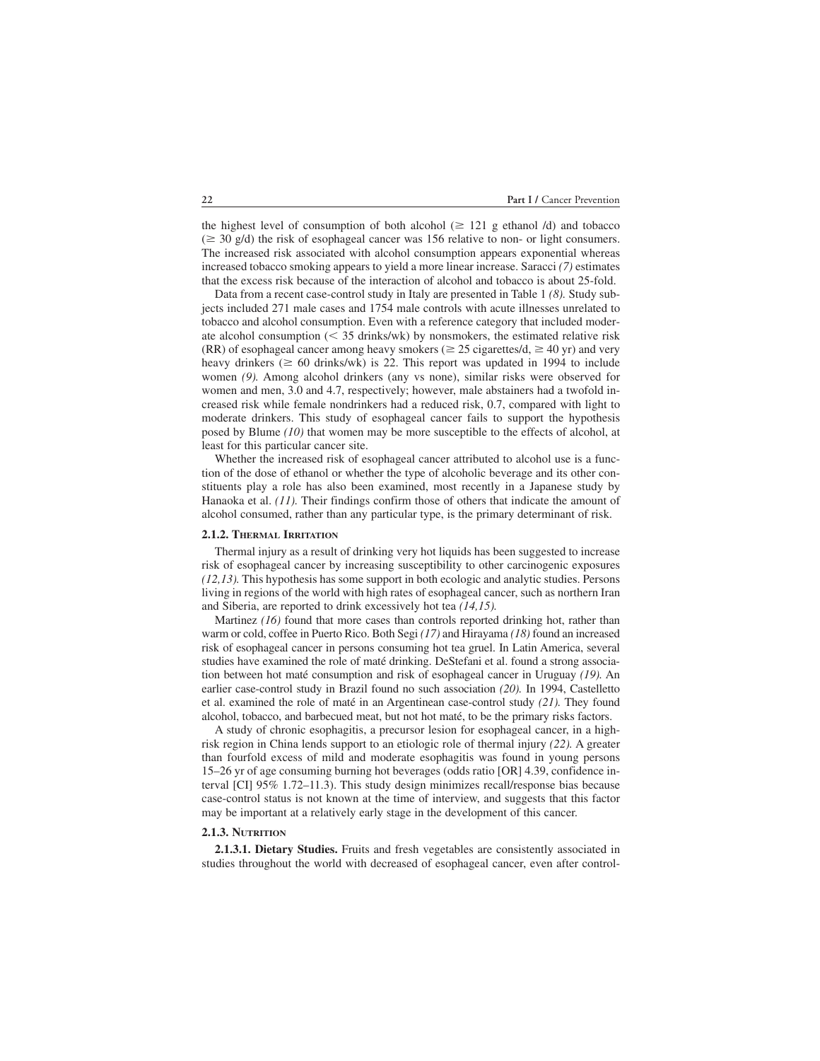the highest level of consumption of both alcohol ($\geq$ 121 g ethanol /d) and tobacco ($\geq$ 30 g/d) the risk of esophageal cancer was 156 relative to non- or light consumers. The increased risk associated with alcohol consumption appears exponential whereas increased tobacco smoking appears to yield a more linear increase. Saracci *(7)* estimates that the excess risk because of the interaction of alcohol and tobacco is about 25-fold.

Data from a recent case-control study in Italy are presented in Table 1 *(8)*. Study subjects included 271 male cases and 1754 male controls with acute illnesses unrelated to tobacco and alcohol consumption. Even with a reference category that included moderate alcohol consumption ($<$ 35 drinks/wk) by nonsmokers, the estimated relative risk (RR) of esophageal cancer among heavy smokers ($\geq$ 25 cigarettes/d, $\geq$ 40 yr) and very heavy drinkers ($\geq$ 60 drinks/wk) is 22. This report was updated in 1994 to include women *(9)*. Among alcohol drinkers (any vs none), similar risks were observed for women and men, 3.0 and 4.7, respectively; however, male abstainers had a twofold increased risk while female nondrinkers had a reduced risk, 0.7, compared with light to moderate drinkers. This study of esophageal cancer fails to support the hypothesis posed by Blume *(10)* that women may be more susceptible to the effects of alcohol, at least for this particular cancer site.

Whether the increased risk of esophageal cancer attributed to alcohol use is a function of the dose of ethanol or whether the type of alcoholic beverage and its other constituents play a role has also been examined, most recently in a Japanese study by Hanaoka et al. *(11)*. Their findings confirm those of others that indicate the amount of alcohol consumed, rather than any particular type, is the primary determinant of risk.

#### 2.1.2. Thermal Irritation

Thermal injury as a result of drinking very hot liquids has been suggested to increase risk of esophageal cancer by increasing susceptibility to other carcinogenic exposures *(12,13)*. This hypothesis has some support in both ecologic and analytic studies. Persons living in regions of the world with high rates of esophageal cancer, such as northern Iran and Siberia, are reported to drink excessively hot tea *(14,15)*.

Martinez *(16)* found that more cases than controls reported drinking hot, rather than warm or cold, coffee in Puerto Rico. Both Segi *(17)* and Hirayama *(18)* found an increased risk of esophageal cancer in persons consuming hot tea gruel. In Latin America, several studies have examined the role of maté drinking. DeStefani et al. found a strong association between hot maté consumption and risk of esophageal cancer in Uruguay *(19)*. An earlier case-control study in Brazil found no such association *(20)*. In 1994, Castelletto et al. examined the role of maté in an Argentinean case-control study *(21)*. They found alcohol, tobacco, and barbecued meat, but not hot maté, to be the primary risks factors.

A study of chronic esophagitis, a precursor lesion for esophageal cancer, in a high-risk region in China lends support to an etiologic role of thermal injury *(22)*. A greater than fourfold excess of mild and moderate esophagitis was found in young persons 15–26 yr of age consuming burning hot beverages (odds ratio [OR] 4.39, confidence interval [CI] 95% 1.72–11.3). This study design minimizes recall/response bias because case-control status is not known at the time of interview, and suggests that this factor may be important at a relatively early stage in the development of this cancer.

#### 2.1.3. Nutrition

**2.1.3.1. Dietary Studies.** Fruits and fresh vegetables are consistently associated in studies throughout the world with decreased of esophageal cancer, even after control-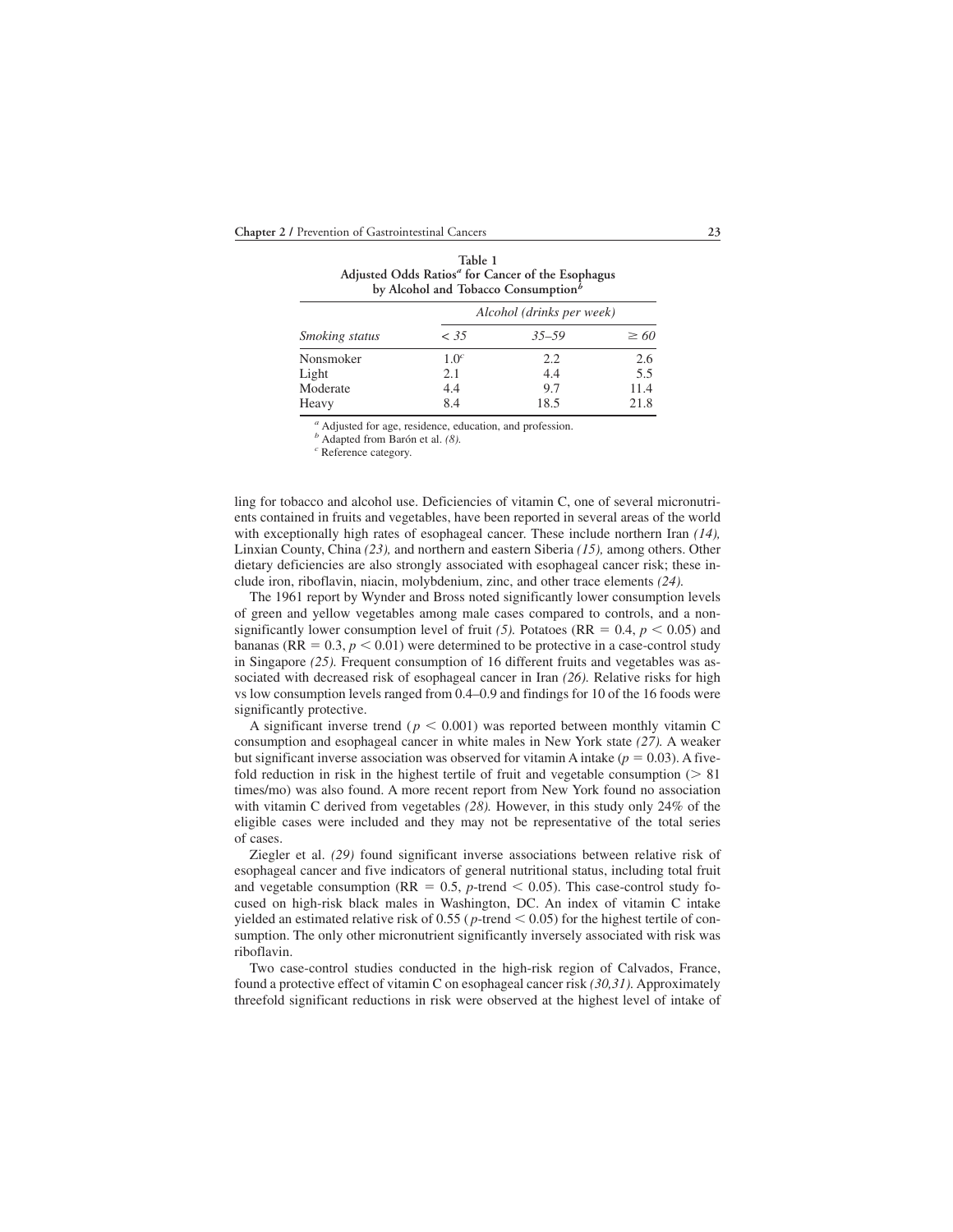**Table 1**
**Adjusted Odds Ratios[a] for Cancer of the Esophagus by Alcohol and Tobacco Consumption[b]**

| | *Alcohol (drinks per week)* | | |
|---|---|---|---|
| *Smoking status* | *< 35* | *35–59* | *≥ 60* |
| Nonsmoker | 1.0[c] | 2.2 | 2.6 |
| Light | 2.1 | 4.4 | 5.5 |
| Moderate | 4.4 | 9.7 | 11.4 |
| Heavy | 8.4 | 18.5 | 21.8 |

[a] Adjusted for age, residence, education, and profession.
[b] Adapted from Barón et al. *(8)*.
[c] Reference category.

ling for tobacco and alcohol use. Deficiencies of vitamin C, one of several micronutrients contained in fruits and vegetables, have been reported in several areas of the world with exceptionally high rates of esophageal cancer. These include northern Iran *(14),* Linxian County, China *(23),* and northern and eastern Siberia *(15),* among others. Other dietary deficiencies are also strongly associated with esophageal cancer risk; these include iron, riboflavin, niacin, molybdenium, zinc, and other trace elements *(24).*

The 1961 report by Wynder and Bross noted significantly lower consumption levels of green and yellow vegetables among male cases compared to controls, and a nonsignificantly lower consumption level of fruit *(5).* Potatoes (RR = 0.4, $p < 0.05$) and bananas (RR = 0.3, $p < 0.01$) were determined to be protective in a case-control study in Singapore *(25).* Frequent consumption of 16 different fruits and vegetables was associated with decreased risk of esophageal cancer in Iran *(26).* Relative risks for high vs low consumption levels ranged from 0.4–0.9 and findings for 10 of the 16 foods were significantly protective.

A significant inverse trend ($p < 0.001$) was reported between monthly vitamin C consumption and esophageal cancer in white males in New York state *(27).* A weaker but significant inverse association was observed for vitamin A intake ($p = 0.03$). A fivefold reduction in risk in the highest tertile of fruit and vegetable consumption (> 81 times/mo) was also found. A more recent report from New York found no association with vitamin C derived from vegetables *(28).* However, in this study only 24% of the eligible cases were included and they may not be representative of the total series of cases.

Ziegler et al. *(29)* found significant inverse associations between relative risk of esophageal cancer and five indicators of general nutritional status, including total fruit and vegetable consumption (RR = 0.5, *p*-trend < 0.05). This case-control study focused on high-risk black males in Washington, DC. An index of vitamin C intake yielded an estimated relative risk of 0.55 (*p*-trend < 0.05) for the highest tertile of consumption. The only other micronutrient significantly inversely associated with risk was riboflavin.

Two case-control studies conducted in the high-risk region of Calvados, France, found a protective effect of vitamin C on esophageal cancer risk *(30,31).* Approximately threefold significant reductions in risk were observed at the highest level of intake of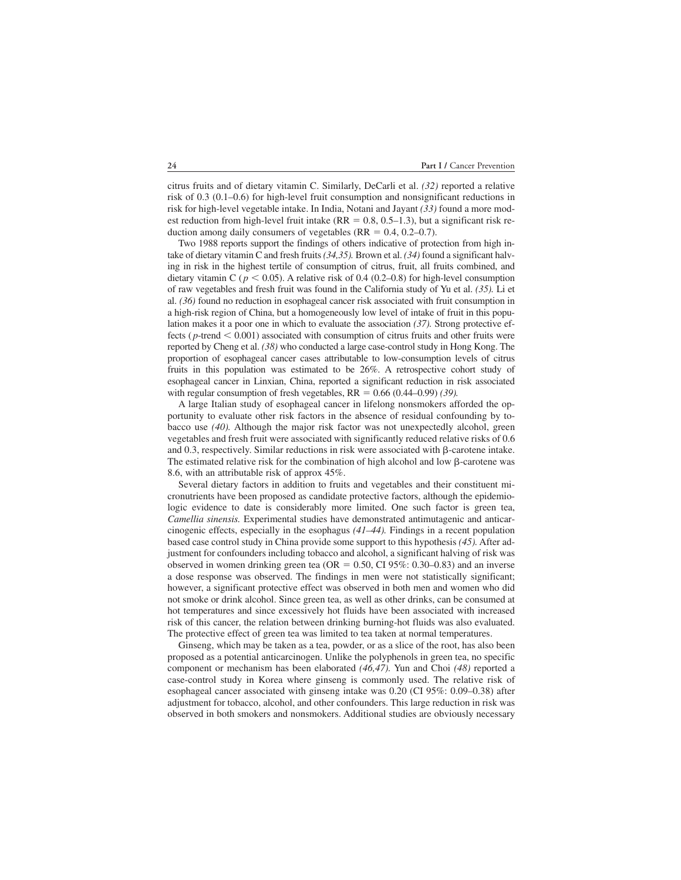citrus fruits and of dietary vitamin C. Similarly, DeCarli et al. *(32)* reported a relative risk of 0.3 (0.1–0.6) for high-level fruit consumption and nonsignificant reductions in risk for high-level vegetable intake. In India, Notani and Jayant *(33)* found a more modest reduction from high-level fruit intake (RR = 0.8, 0.5–1.3), but a significant risk reduction among daily consumers of vegetables (RR = 0.4, 0.2–0.7).

Two 1988 reports support the findings of others indicative of protection from high intake of dietary vitamin C and fresh fruits *(34,35)*. Brown et al. *(34)* found a significant halving in risk in the highest tertile of consumption of citrus, fruit, all fruits combined, and dietary vitamin C ($p < 0.05$). A relative risk of 0.4 (0.2–0.8) for high-level consumption of raw vegetables and fresh fruit was found in the California study of Yu et al. *(35)*. Li et al. *(36)* found no reduction in esophageal cancer risk associated with fruit consumption in a high-risk region of China, but a homogeneously low level of intake of fruit in this population makes it a poor one in which to evaluate the association *(37)*. Strong protective effects ($p$-trend $< 0.001$) associated with consumption of citrus fruits and other fruits were reported by Cheng et al. *(38)* who conducted a large case-control study in Hong Kong. The proportion of esophageal cancer cases attributable to low-consumption levels of citrus fruits in this population was estimated to be 26%. A retrospective cohort study of esophageal cancer in Linxian, China, reported a significant reduction in risk associated with regular consumption of fresh vegetables, RR = 0.66 (0.44–0.99) *(39)*.

A large Italian study of esophageal cancer in lifelong nonsmokers afforded the opportunity to evaluate other risk factors in the absence of residual confounding by tobacco use *(40)*. Although the major risk factor was not unexpectedly alcohol, green vegetables and fresh fruit were associated with significantly reduced relative risks of 0.6 and 0.3, respectively. Similar reductions in risk were associated with β-carotene intake. The estimated relative risk for the combination of high alcohol and low β-carotene was 8.6, with an attributable risk of approx 45%.

Several dietary factors in addition to fruits and vegetables and their constituent micronutrients have been proposed as candidate protective factors, although the epidemiologic evidence to date is considerably more limited. One such factor is green tea, *Camellia sinensis.* Experimental studies have demonstrated antimutagenic and anticarcinogenic effects, especially in the esophagus *(41–44)*. Findings in a recent population based case control study in China provide some support to this hypothesis *(45)*. After adjustment for confounders including tobacco and alcohol, a significant halving of risk was observed in women drinking green tea (OR = 0.50, CI 95%: 0.30–0.83) and an inverse a dose response was observed. The findings in men were not statistically significant; however, a significant protective effect was observed in both men and women who did not smoke or drink alcohol. Since green tea, as well as other drinks, can be consumed at hot temperatures and since excessively hot fluids have been associated with increased risk of this cancer, the relation between drinking burning-hot fluids was also evaluated. The protective effect of green tea was limited to tea taken at normal temperatures.

Ginseng, which may be taken as a tea, powder, or as a slice of the root, has also been proposed as a potential anticarcinogen. Unlike the polyphenols in green tea, no specific component or mechanism has been elaborated *(46,47)*. Yun and Choi *(48)* reported a case-control study in Korea where ginseng is commonly used. The relative risk of esophageal cancer associated with ginseng intake was 0.20 (CI 95%: 0.09–0.38) after adjustment for tobacco, alcohol, and other confounders. This large reduction in risk was observed in both smokers and nonsmokers. Additional studies are obviously necessary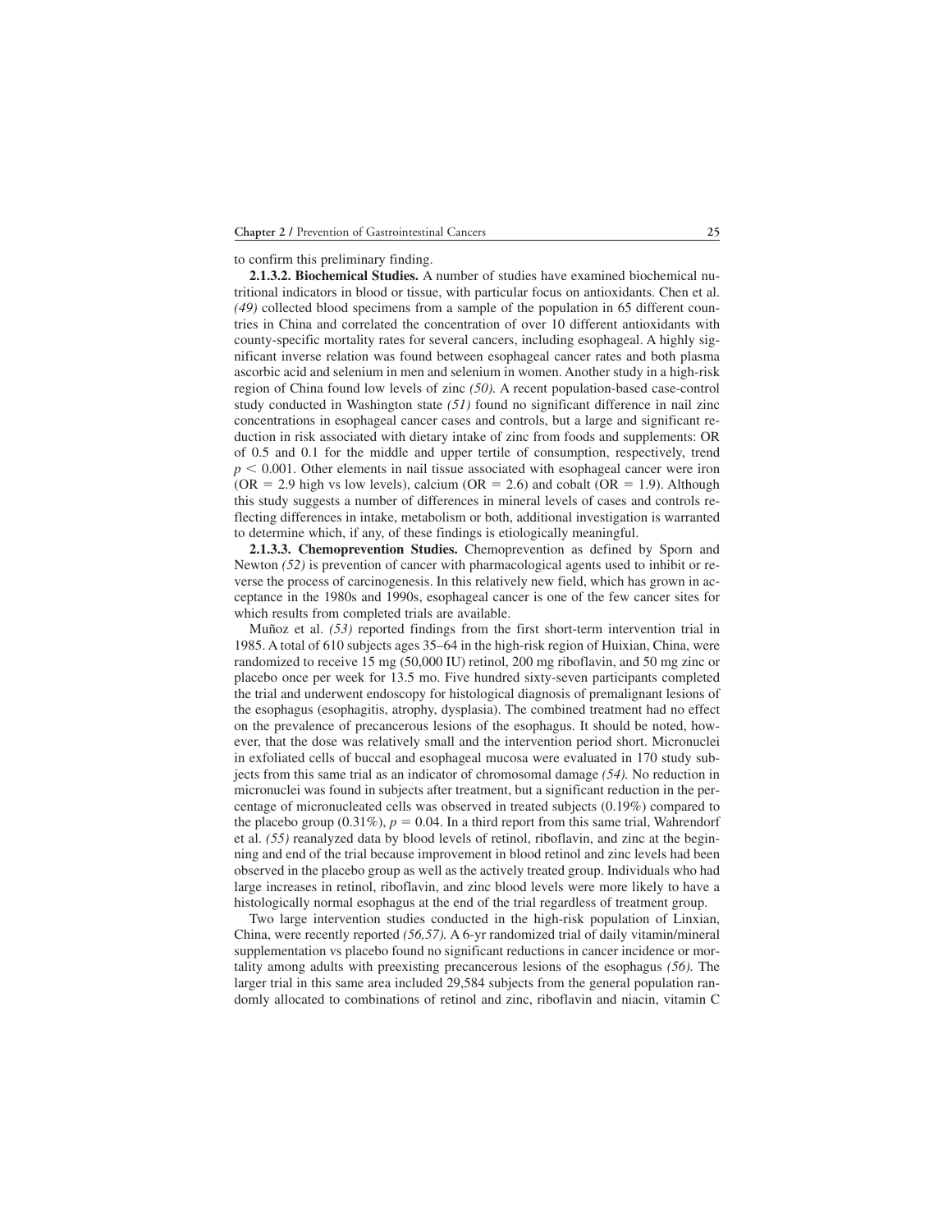to confirm this preliminary finding.

**2.1.3.2. Biochemical Studies.** A number of studies have examined biochemical nutritional indicators in blood or tissue, with particular focus on antioxidants. Chen et al. *(49)* collected blood specimens from a sample of the population in 65 different countries in China and correlated the concentration of over 10 different antioxidants with county-specific mortality rates for several cancers, including esophageal. A highly significant inverse relation was found between esophageal cancer rates and both plasma ascorbic acid and selenium in men and selenium in women. Another study in a high-risk region of China found low levels of zinc *(50)*. A recent population-based case-control study conducted in Washington state *(51)* found no significant difference in nail zinc concentrations in esophageal cancer cases and controls, but a large and significant reduction in risk associated with dietary intake of zinc from foods and supplements: OR of 0.5 and 0.1 for the middle and upper tertile of consumption, respectively, trend $p < 0.001$. Other elements in nail tissue associated with esophageal cancer were iron (OR = 2.9 high vs low levels), calcium (OR = 2.6) and cobalt (OR = 1.9). Although this study suggests a number of differences in mineral levels of cases and controls reflecting differences in intake, metabolism or both, additional investigation is warranted to determine which, if any, of these findings is etiologically meaningful.

**2.1.3.3. Chemoprevention Studies.** Chemoprevention as defined by Sporn and Newton *(52)* is prevention of cancer with pharmacological agents used to inhibit or reverse the process of carcinogenesis. In this relatively new field, which has grown in acceptance in the 1980s and 1990s, esophageal cancer is one of the few cancer sites for which results from completed trials are available.

Muñoz et al. *(53)* reported findings from the first short-term intervention trial in 1985. A total of 610 subjects ages 35–64 in the high-risk region of Huixian, China, were randomized to receive 15 mg (50,000 IU) retinol, 200 mg riboflavin, and 50 mg zinc or placebo once per week for 13.5 mo. Five hundred sixty-seven participants completed the trial and underwent endoscopy for histological diagnosis of premalignant lesions of the esophagus (esophagitis, atrophy, dysplasia). The combined treatment had no effect on the prevalence of precancerous lesions of the esophagus. It should be noted, however, that the dose was relatively small and the intervention period short. Micronuclei in exfoliated cells of buccal and esophageal mucosa were evaluated in 170 study subjects from this same trial as an indicator of chromosomal damage *(54)*. No reduction in micronuclei was found in subjects after treatment, but a significant reduction in the percentage of micronucleated cells was observed in treated subjects (0.19%) compared to the placebo group (0.31%), $p = 0.04$. In a third report from this same trial, Wahrendorf et al. *(55)* reanalyzed data by blood levels of retinol, riboflavin, and zinc at the beginning and end of the trial because improvement in blood retinol and zinc levels had been observed in the placebo group as well as the actively treated group. Individuals who had large increases in retinol, riboflavin, and zinc blood levels were more likely to have a histologically normal esophagus at the end of the trial regardless of treatment group.

Two large intervention studies conducted in the high-risk population of Linxian, China, were recently reported *(56,57)*. A 6-yr randomized trial of daily vitamin/mineral supplementation vs placebo found no significant reductions in cancer incidence or mortality among adults with preexisting precancerous lesions of the esophagus *(56)*. The larger trial in this same area included 29,584 subjects from the general population randomly allocated to combinations of retinol and zinc, riboflavin and niacin, vitamin C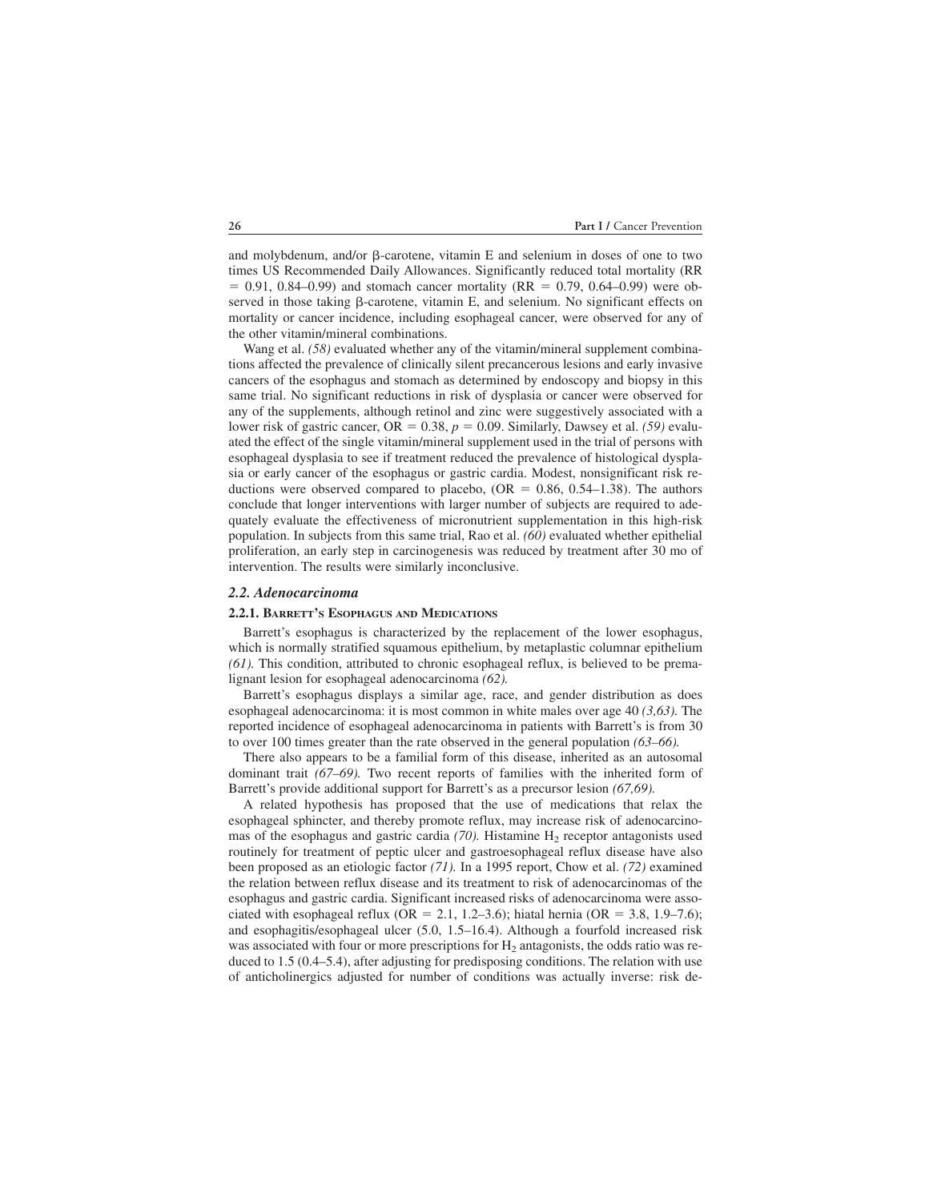and molybdenum, and/or β-carotene, vitamin E and selenium in doses of one to two times US Recommended Daily Allowances. Significantly reduced total mortality (RR = 0.91, 0.84–0.99) and stomach cancer mortality (RR = 0.79, 0.64–0.99) were observed in those taking β-carotene, vitamin E, and selenium. No significant effects on mortality or cancer incidence, including esophageal cancer, were observed for any of the other vitamin/mineral combinations.

Wang et al. *(58)* evaluated whether any of the vitamin/mineral supplement combinations affected the prevalence of clinically silent precancerous lesions and early invasive cancers of the esophagus and stomach as determined by endoscopy and biopsy in this same trial. No significant reductions in risk of dysplasia or cancer were observed for any of the supplements, although retinol and zinc were suggestively associated with a lower risk of gastric cancer, OR = 0.38, $p = 0.09$. Similarly, Dawsey et al. *(59)* evaluated the effect of the single vitamin/mineral supplement used in the trial of persons with esophageal dysplasia to see if treatment reduced the prevalence of histological dysplasia or early cancer of the esophagus or gastric cardia. Modest, nonsignificant risk reductions were observed compared to placebo, (OR = 0.86, 0.54–1.38). The authors conclude that longer interventions with larger number of subjects are required to adequately evaluate the effectiveness of micronutrient supplementation in this high-risk population. In subjects from this same trial, Rao et al. *(60)* evaluated whether epithelial proliferation, an early step in carcinogenesis was reduced by treatment after 30 mo of intervention. The results were similarly inconclusive.

### *2.2. Adenocarcinoma*

#### 2.2.1. Barrett's Esophagus and Medications

Barrett's esophagus is characterized by the replacement of the lower esophagus, which is normally stratified squamous epithelium, by metaplastic columnar epithelium *(61)*. This condition, attributed to chronic esophageal reflux, is believed to be premalignant lesion for esophageal adenocarcinoma *(62)*.

Barrett's esophagus displays a similar age, race, and gender distribution as does esophageal adenocarcinoma: it is most common in white males over age 40 *(3,63)*. The reported incidence of esophageal adenocarcinoma in patients with Barrett's is from 30 to over 100 times greater than the rate observed in the general population *(63–66)*.

There also appears to be a familial form of this disease, inherited as an autosomal dominant trait *(67–69)*. Two recent reports of families with the inherited form of Barrett's provide additional support for Barrett's as a precursor lesion *(67,69)*.

A related hypothesis has proposed that the use of medications that relax the esophageal sphincter, and thereby promote reflux, may increase risk of adenocarcinomas of the esophagus and gastric cardia *(70)*. Histamine $H_2$ receptor antagonists used routinely for treatment of peptic ulcer and gastroesophageal reflux disease have also been proposed as an etiologic factor *(71)*. In a 1995 report, Chow et al. *(72)* examined the relation between reflux disease and its treatment to risk of adenocarcinomas of the esophagus and gastric cardia. Significant increased risks of adenocarcinoma were associated with esophageal reflux (OR = 2.1, 1.2–3.6); hiatal hernia (OR = 3.8, 1.9–7.6); and esophagitis/esophageal ulcer (5.0, 1.5–16.4). Although a fourfold increased risk was associated with four or more prescriptions for $H_2$ antagonists, the odds ratio was reduced to 1.5 (0.4–5.4), after adjusting for predisposing conditions. The relation with use of anticholinergics adjusted for number of conditions was actually inverse: risk de-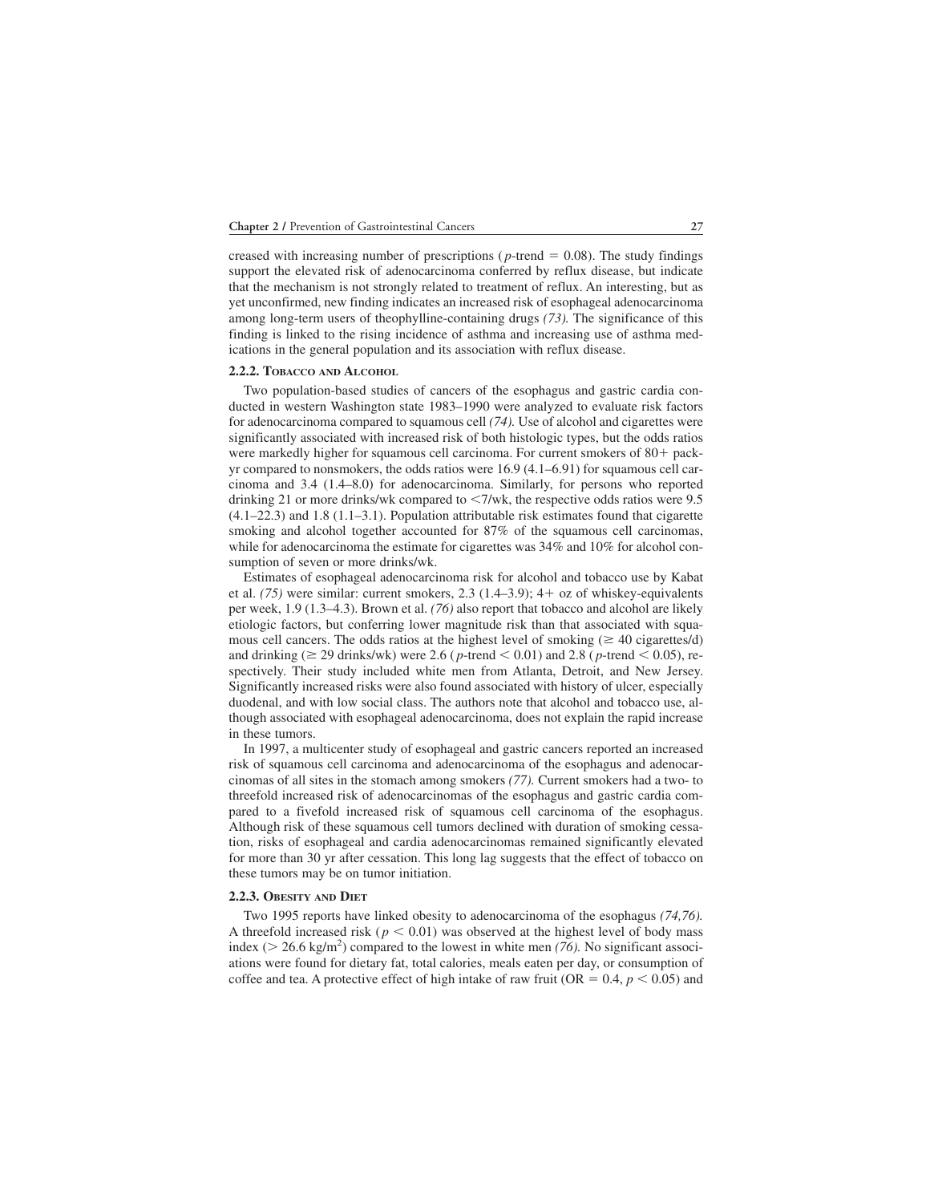creased with increasing number of prescriptions ($p$-trend = 0.08). The study findings support the elevated risk of adenocarcinoma conferred by reflux disease, but indicate that the mechanism is not strongly related to treatment of reflux. An interesting, but as yet unconfirmed, new finding indicates an increased risk of esophageal adenocarcinoma among long-term users of theophylline-containing drugs *(73)*. The significance of this finding is linked to the rising incidence of asthma and increasing use of asthma medications in the general population and its association with reflux disease.

### 2.2.2. Tobacco and Alcohol

Two population-based studies of cancers of the esophagus and gastric cardia conducted in western Washington state 1983–1990 were analyzed to evaluate risk factors for adenocarcinoma compared to squamous cell *(74)*. Use of alcohol and cigarettes were significantly associated with increased risk of both histologic types, but the odds ratios were markedly higher for squamous cell carcinoma. For current smokers of 80+ pack-yr compared to nonsmokers, the odds ratios were 16.9 (4.1–6.91) for squamous cell carcinoma and 3.4 (1.4–8.0) for adenocarcinoma. Similarly, for persons who reported drinking 21 or more drinks/wk compared to <7/wk, the respective odds ratios were 9.5 (4.1–22.3) and 1.8 (1.1–3.1). Population attributable risk estimates found that cigarette smoking and alcohol together accounted for 87% of the squamous cell carcinomas, while for adenocarcinoma the estimate for cigarettes was 34% and 10% for alcohol consumption of seven or more drinks/wk.

Estimates of esophageal adenocarcinoma risk for alcohol and tobacco use by Kabat et al. *(75)* were similar: current smokers, 2.3 (1.4–3.9); 4+ oz of whiskey-equivalents per week, 1.9 (1.3–4.3). Brown et al. *(76)* also report that tobacco and alcohol are likely etiologic factors, but conferring lower magnitude risk than that associated with squamous cell cancers. The odds ratios at the highest level of smoking ($\geq$ 40 cigarettes/d) and drinking ($\geq$ 29 drinks/wk) were 2.6 ($p$-trend $< 0.01$) and 2.8 ($p$-trend $< 0.05$), respectively. Their study included white men from Atlanta, Detroit, and New Jersey. Significantly increased risks were also found associated with history of ulcer, especially duodenal, and with low social class. The authors note that alcohol and tobacco use, although associated with esophageal adenocarcinoma, does not explain the rapid increase in these tumors.

In 1997, a multicenter study of esophageal and gastric cancers reported an increased risk of squamous cell carcinoma and adenocarcinoma of the esophagus and adenocarcinomas of all sites in the stomach among smokers *(77)*. Current smokers had a two- to threefold increased risk of adenocarcinomas of the esophagus and gastric cardia compared to a fivefold increased risk of squamous cell carcinoma of the esophagus. Although risk of these squamous cell tumors declined with duration of smoking cessation, risks of esophageal and cardia adenocarcinomas remained significantly elevated for more than 30 yr after cessation. This long lag suggests that the effect of tobacco on these tumors may be on tumor initiation.

### 2.2.3. Obesity and Diet

Two 1995 reports have linked obesity to adenocarcinoma of the esophagus *(74,76)*. A threefold increased risk ($p < 0.01$) was observed at the highest level of body mass index ($>$ 26.6 kg/m$^2$) compared to the lowest in white men *(76)*. No significant associations were found for dietary fat, total calories, meals eaten per day, or consumption of coffee and tea. A protective effect of high intake of raw fruit (OR = 0.4, $p < 0.05$) and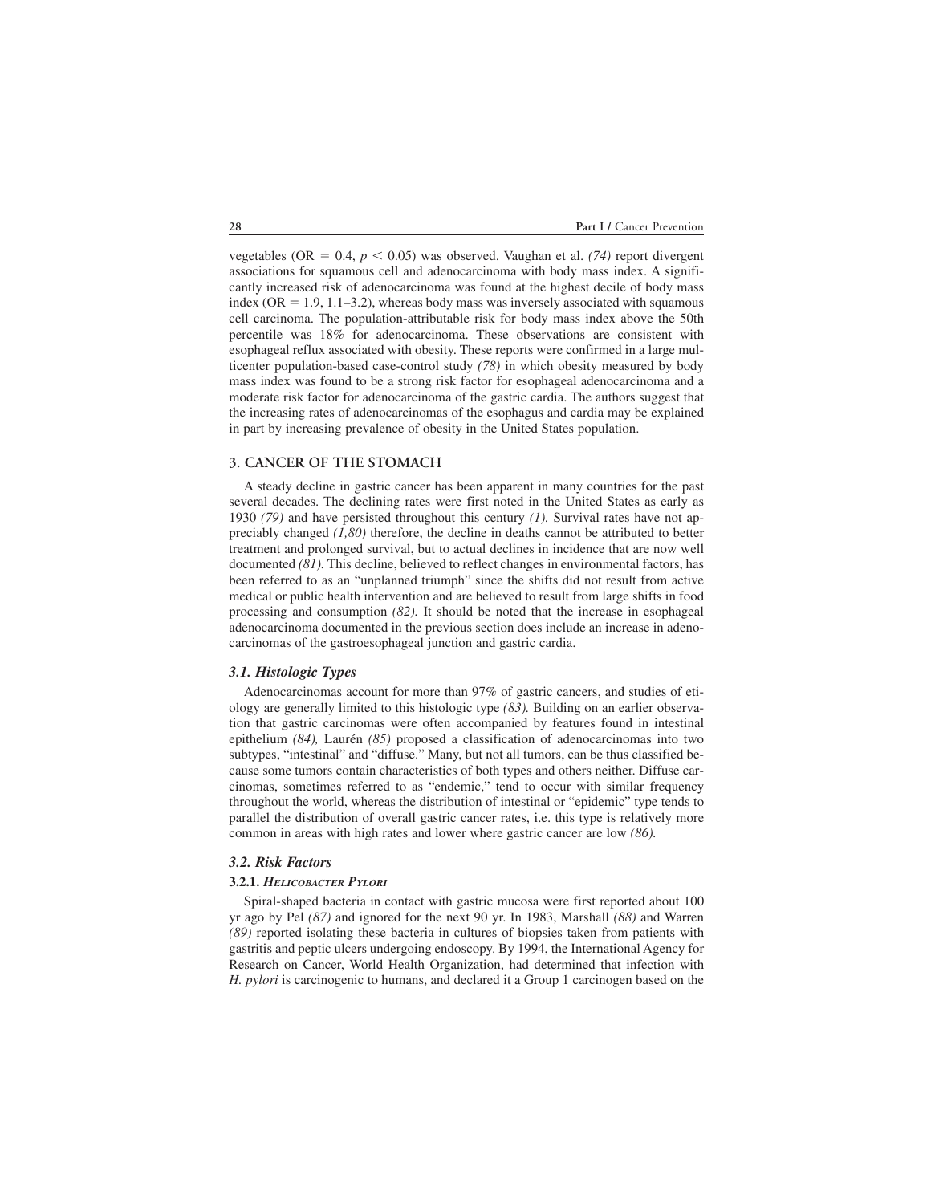vegetables (OR $= 0.4$, $p < 0.05$) was observed. Vaughan et al. *(74)* report divergent associations for squamous cell and adenocarcinoma with body mass index. A significantly increased risk of adenocarcinoma was found at the highest decile of body mass index (OR $= 1.9$, 1.1–3.2), whereas body mass was inversely associated with squamous cell carcinoma. The population-attributable risk for body mass index above the 50th percentile was 18% for adenocarcinoma. These observations are consistent with esophageal reflux associated with obesity. These reports were confirmed in a large multicenter population-based case-control study *(78)* in which obesity measured by body mass index was found to be a strong risk factor for esophageal adenocarcinoma and a moderate risk factor for adenocarcinoma of the gastric cardia. The authors suggest that the increasing rates of adenocarcinomas of the esophagus and cardia may be explained in part by increasing prevalence of obesity in the United States population.

## 3. CANCER OF THE STOMACH

A steady decline in gastric cancer has been apparent in many countries for the past several decades. The declining rates were first noted in the United States as early as 1930 *(79)* and have persisted throughout this century *(1).* Survival rates have not appreciably changed *(1,80)* therefore, the decline in deaths cannot be attributed to better treatment and prolonged survival, but to actual declines in incidence that are now well documented *(81).* This decline, believed to reflect changes in environmental factors, has been referred to as an "unplanned triumph" since the shifts did not result from active medical or public health intervention and are believed to result from large shifts in food processing and consumption *(82).* It should be noted that the increase in esophageal adenocarcinoma documented in the previous section does include an increase in adenocarcinomas of the gastroesophageal junction and gastric cardia.

### *3.1. Histologic Types*

Adenocarcinomas account for more than 97% of gastric cancers, and studies of etiology are generally limited to this histologic type *(83).* Building on an earlier observation that gastric carcinomas were often accompanied by features found in intestinal epithelium *(84),* Laurén *(85)* proposed a classification of adenocarcinomas into two subtypes, "intestinal" and "diffuse." Many, but not all tumors, can be thus classified because some tumors contain characteristics of both types and others neither. Diffuse carcinomas, sometimes referred to as "endemic," tend to occur with similar frequency throughout the world, whereas the distribution of intestinal or "epidemic" type tends to parallel the distribution of overall gastric cancer rates, i.e. this type is relatively more common in areas with high rates and lower where gastric cancer are low *(86).*

### *3.2. Risk Factors*

#### 3.2.1. *Helicobacter Pylori*

Spiral-shaped bacteria in contact with gastric mucosa were first reported about 100 yr ago by Pel *(87)* and ignored for the next 90 yr. In 1983, Marshall *(88)* and Warren *(89)* reported isolating these bacteria in cultures of biopsies taken from patients with gastritis and peptic ulcers undergoing endoscopy. By 1994, the International Agency for Research on Cancer, World Health Organization, had determined that infection with *H. pylori* is carcinogenic to humans, and declared it a Group 1 carcinogen based on the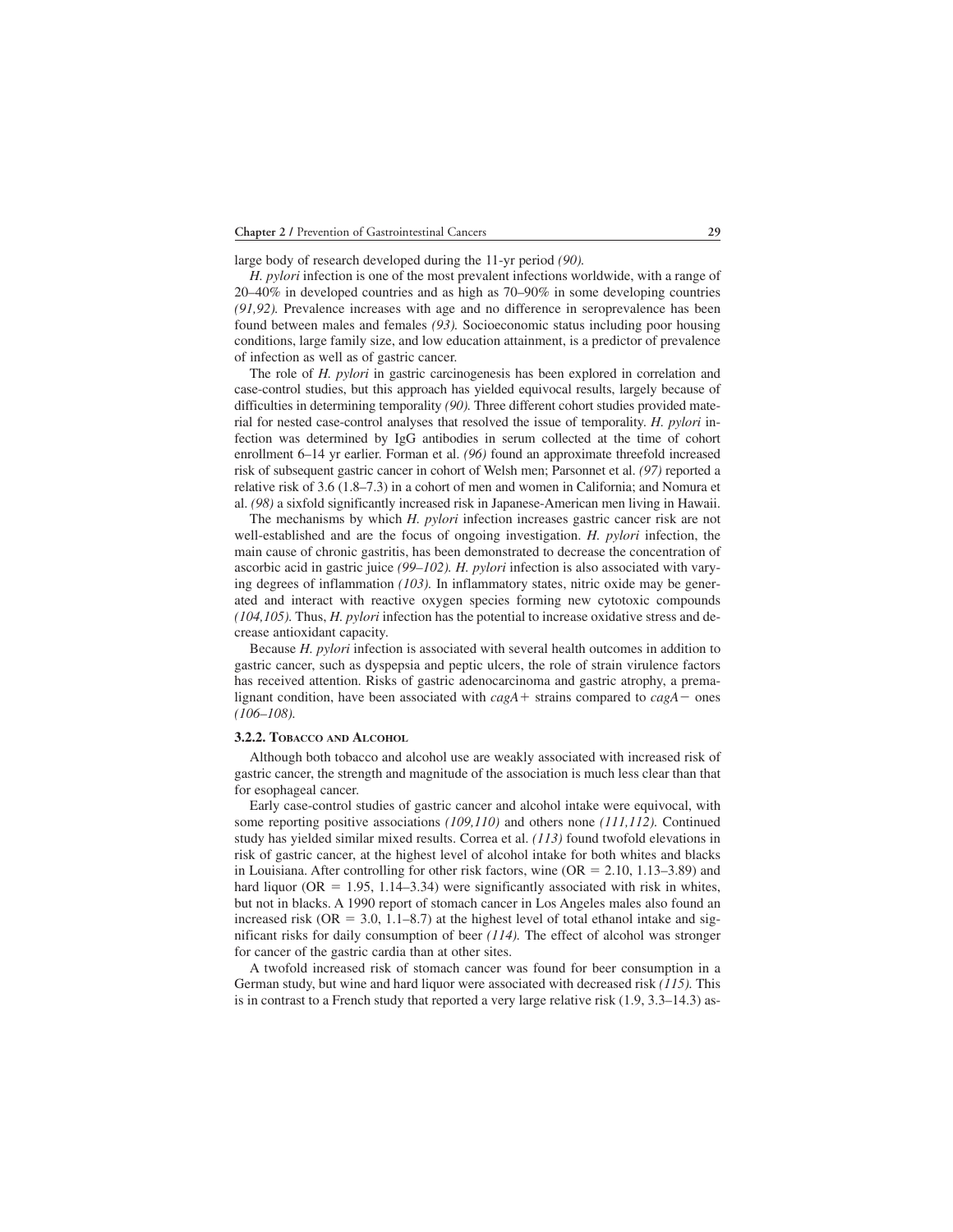large body of research developed during the 11-yr period *(90).*

*H. pylori* infection is one of the most prevalent infections worldwide, with a range of 20–40% in developed countries and as high as 70–90% in some developing countries *(91,92).* Prevalence increases with age and no difference in seroprevalence has been found between males and females *(93).* Socioeconomic status including poor housing conditions, large family size, and low education attainment, is a predictor of prevalence of infection as well as of gastric cancer.

The role of *H. pylori* in gastric carcinogenesis has been explored in correlation and case-control studies, but this approach has yielded equivocal results, largely because of difficulties in determining temporality *(90).* Three different cohort studies provided material for nested case-control analyses that resolved the issue of temporality. *H. pylori* infection was determined by IgG antibodies in serum collected at the time of cohort enrollment 6–14 yr earlier. Forman et al. *(96)* found an approximate threefold increased risk of subsequent gastric cancer in cohort of Welsh men; Parsonnet et al. *(97)* reported a relative risk of 3.6 (1.8–7.3) in a cohort of men and women in California; and Nomura et al. *(98)* a sixfold significantly increased risk in Japanese-American men living in Hawaii.

The mechanisms by which *H. pylori* infection increases gastric cancer risk are not well-established and are the focus of ongoing investigation. *H. pylori* infection, the main cause of chronic gastritis, has been demonstrated to decrease the concentration of ascorbic acid in gastric juice *(99–102). H. pylori* infection is also associated with varying degrees of inflammation *(103).* In inflammatory states, nitric oxide may be generated and interact with reactive oxygen species forming new cytotoxic compounds *(104,105).* Thus, *H. pylori* infection has the potential to increase oxidative stress and decrease antioxidant capacity.

Because *H. pylori* infection is associated with several health outcomes in addition to gastric cancer, such as dyspepsia and peptic ulcers, the role of strain virulence factors has received attention. Risks of gastric adenocarcinoma and gastric atrophy, a premalignant condition, have been associated with *cagA+* strains compared to *cagA−* ones *(106–108).*

#### 3.2.2. Tobacco and Alcohol

Although both tobacco and alcohol use are weakly associated with increased risk of gastric cancer, the strength and magnitude of the association is much less clear than that for esophageal cancer.

Early case-control studies of gastric cancer and alcohol intake were equivocal, with some reporting positive associations *(109,110)* and others none *(111,112).* Continued study has yielded similar mixed results. Correa et al. *(113)* found twofold elevations in risk of gastric cancer, at the highest level of alcohol intake for both whites and blacks in Louisiana. After controlling for other risk factors, wine (OR = 2.10, 1.13–3.89) and hard liquor (OR = 1.95, 1.14–3.34) were significantly associated with risk in whites, but not in blacks. A 1990 report of stomach cancer in Los Angeles males also found an increased risk (OR = 3.0, 1.1–8.7) at the highest level of total ethanol intake and significant risks for daily consumption of beer *(114).* The effect of alcohol was stronger for cancer of the gastric cardia than at other sites.

A twofold increased risk of stomach cancer was found for beer consumption in a German study, but wine and hard liquor were associated with decreased risk *(115).* This is in contrast to a French study that reported a very large relative risk (1.9, 3.3–14.3) as-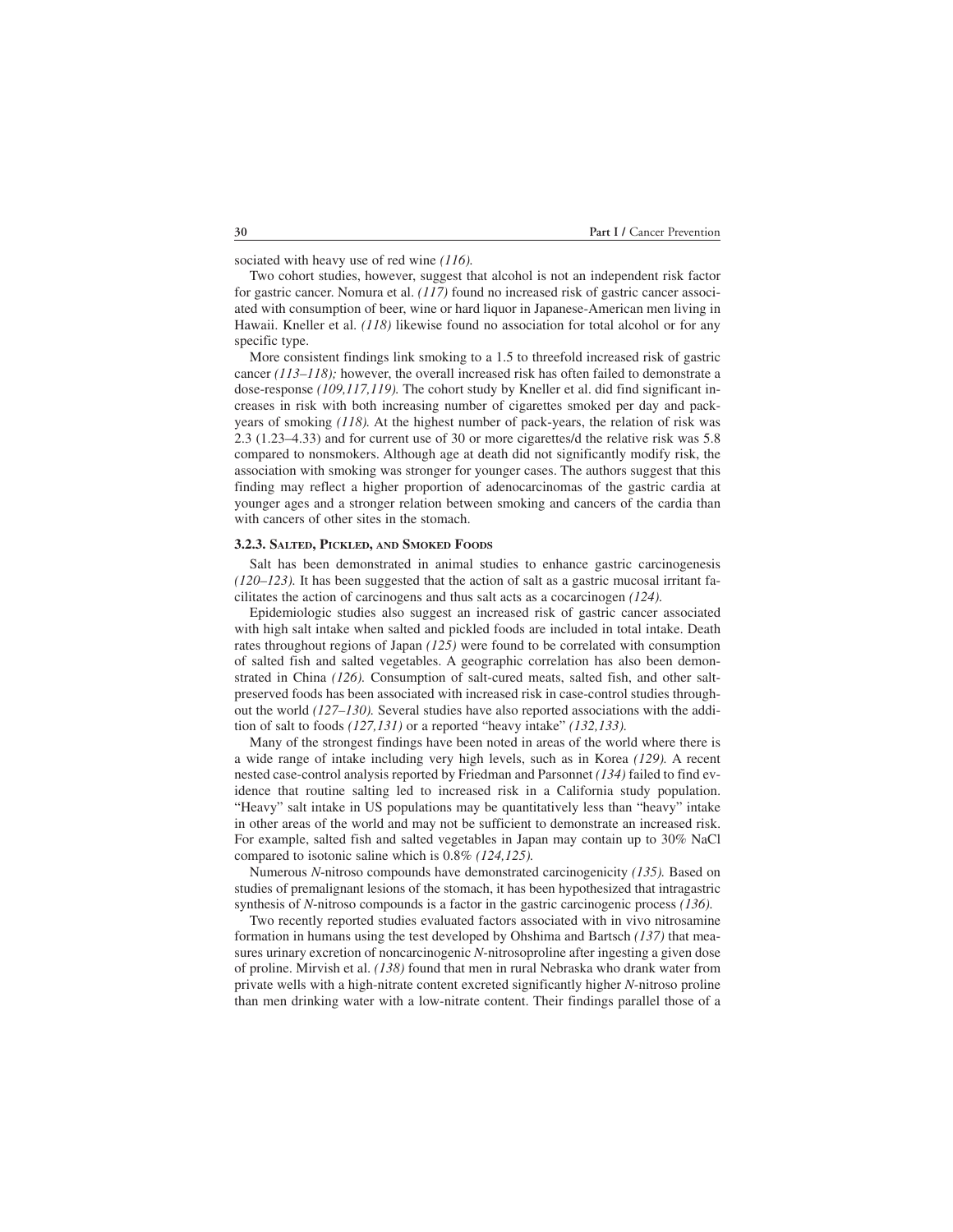sociated with heavy use of red wine *(116)*.

Two cohort studies, however, suggest that alcohol is not an independent risk factor for gastric cancer. Nomura et al. *(117)* found no increased risk of gastric cancer associated with consumption of beer, wine or hard liquor in Japanese-American men living in Hawaii. Kneller et al. *(118)* likewise found no association for total alcohol or for any specific type.

More consistent findings link smoking to a 1.5 to threefold increased risk of gastric cancer *(113–118);* however, the overall increased risk has often failed to demonstrate a dose-response *(109,117,119)*. The cohort study by Kneller et al. did find significant increases in risk with both increasing number of cigarettes smoked per day and pack-years of smoking *(118)*. At the highest number of pack-years, the relation of risk was 2.3 (1.23–4.33) and for current use of 30 or more cigarettes/d the relative risk was 5.8 compared to nonsmokers. Although age at death did not significantly modify risk, the association with smoking was stronger for younger cases. The authors suggest that this finding may reflect a higher proportion of adenocarcinomas of the gastric cardia at younger ages and a stronger relation between smoking and cancers of the cardia than with cancers of other sites in the stomach.

### 3.2.3. Salted, Pickled, and Smoked Foods

Salt has been demonstrated in animal studies to enhance gastric carcinogenesis *(120–123)*. It has been suggested that the action of salt as a gastric mucosal irritant facilitates the action of carcinogens and thus salt acts as a cocarcinogen *(124)*.

Epidemiologic studies also suggest an increased risk of gastric cancer associated with high salt intake when salted and pickled foods are included in total intake. Death rates throughout regions of Japan *(125)* were found to be correlated with consumption of salted fish and salted vegetables. A geographic correlation has also been demonstrated in China *(126)*. Consumption of salt-cured meats, salted fish, and other salt-preserved foods has been associated with increased risk in case-control studies throughout the world *(127–130)*. Several studies have also reported associations with the addition of salt to foods *(127,131)* or a reported "heavy intake" *(132,133)*.

Many of the strongest findings have been noted in areas of the world where there is a wide range of intake including very high levels, such as in Korea *(129)*. A recent nested case-control analysis reported by Friedman and Parsonnet *(134)* failed to find evidence that routine salting led to increased risk in a California study population. "Heavy" salt intake in US populations may be quantitatively less than "heavy" intake in other areas of the world and may not be sufficient to demonstrate an increased risk. For example, salted fish and salted vegetables in Japan may contain up to 30% NaCl compared to isotonic saline which is 0.8% *(124,125)*.

Numerous *N*-nitroso compounds have demonstrated carcinogenicity *(135)*. Based on studies of premalignant lesions of the stomach, it has been hypothesized that intragastric synthesis of *N*-nitroso compounds is a factor in the gastric carcinogenic process *(136)*.

Two recently reported studies evaluated factors associated with in vivo nitrosamine formation in humans using the test developed by Ohshima and Bartsch *(137)* that measures urinary excretion of noncarcinogenic *N*-nitrosoproline after ingesting a given dose of proline. Mirvish et al. *(138)* found that men in rural Nebraska who drank water from private wells with a high-nitrate content excreted significantly higher *N*-nitroso proline than men drinking water with a low-nitrate content. Their findings parallel those of a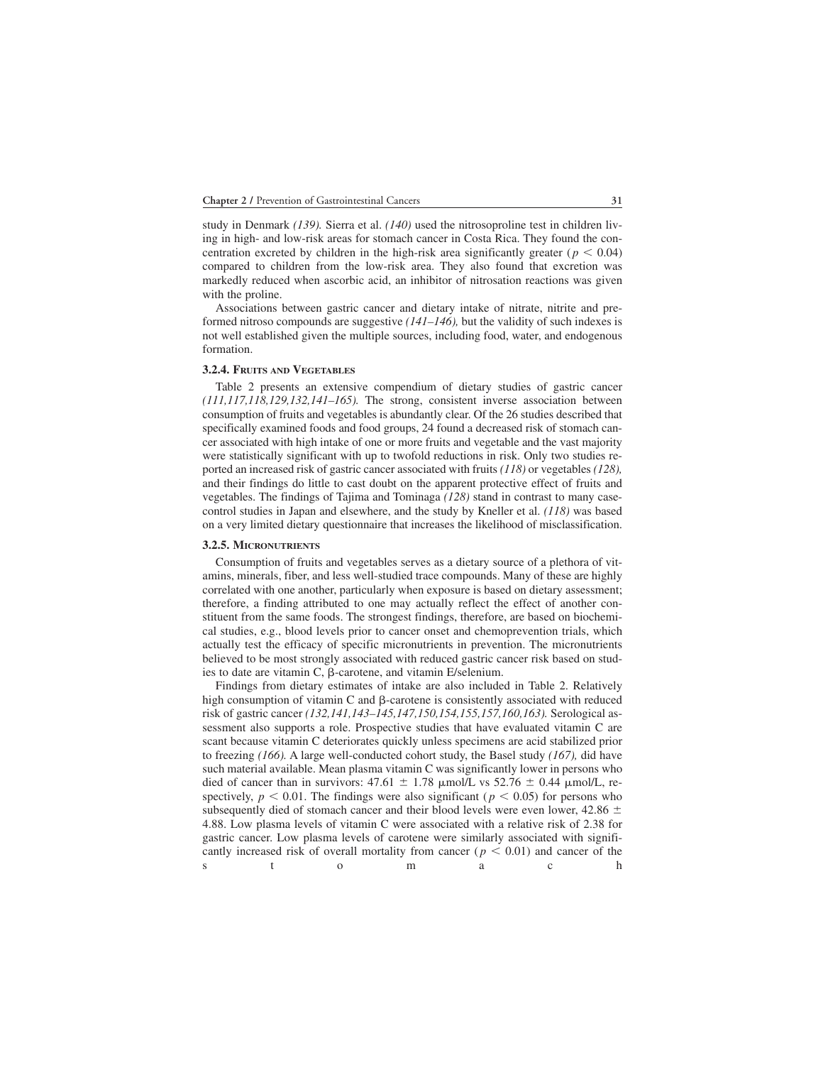study in Denmark *(139).* Sierra et al. *(140)* used the nitrosoproline test in children living in high- and low-risk areas for stomach cancer in Costa Rica. They found the concentration excreted by children in the high-risk area significantly greater ($p < 0.04$) compared to children from the low-risk area. They also found that excretion was markedly reduced when ascorbic acid, an inhibitor of nitrosation reactions was given with the proline.

Associations between gastric cancer and dietary intake of nitrate, nitrite and preformed nitroso compounds are suggestive *(141–146),* but the validity of such indexes is not well established given the multiple sources, including food, water, and endogenous formation.

#### 3.2.4. Fruits and Vegetables

Table 2 presents an extensive compendium of dietary studies of gastric cancer *(111,117,118,129,132,141–165).* The strong, consistent inverse association between consumption of fruits and vegetables is abundantly clear. Of the 26 studies described that specifically examined foods and food groups, 24 found a decreased risk of stomach cancer associated with high intake of one or more fruits and vegetable and the vast majority were statistically significant with up to twofold reductions in risk. Only two studies reported an increased risk of gastric cancer associated with fruits *(118)* or vegetables *(128),* and their findings do little to cast doubt on the apparent protective effect of fruits and vegetables. The findings of Tajima and Tominaga *(128)* stand in contrast to many case-control studies in Japan and elsewhere, and the study by Kneller et al. *(118)* was based on a very limited dietary questionnaire that increases the likelihood of misclassification.

#### 3.2.5. Micronutrients

Consumption of fruits and vegetables serves as a dietary source of a plethora of vitamins, minerals, fiber, and less well-studied trace compounds. Many of these are highly correlated with one another, particularly when exposure is based on dietary assessment; therefore, a finding attributed to one may actually reflect the effect of another constituent from the same foods. The strongest findings, therefore, are based on biochemical studies, e.g., blood levels prior to cancer onset and chemoprevention trials, which actually test the efficacy of specific micronutrients in prevention. The micronutrients believed to be most strongly associated with reduced gastric cancer risk based on studies to date are vitamin C, β-carotene, and vitamin E/selenium.

Findings from dietary estimates of intake are also included in Table 2. Relatively high consumption of vitamin C and β-carotene is consistently associated with reduced risk of gastric cancer *(132,141,143–145,147,150,154,155,157,160,163).* Serological assessment also supports a role. Prospective studies that have evaluated vitamin C are scant because vitamin C deteriorates quickly unless specimens are acid stabilized prior to freezing *(166).* A large well-conducted cohort study, the Basel study *(167),* did have such material available. Mean plasma vitamin C was significantly lower in persons who died of cancer than in survivors: $47.61 \pm 1.78$ μmol/L vs $52.76 \pm 0.44$ μmol/L, respectively, $p < 0.01$. The findings were also significant ($p < 0.05$) for persons who subsequently died of stomach cancer and their blood levels were even lower, $42.86 \pm 4.88$. Low plasma levels of vitamin C were associated with a relative risk of 2.38 for gastric cancer. Low plasma levels of carotene were similarly associated with significantly increased risk of overall mortality from cancer ($p < 0.01$) and cancer of the stomach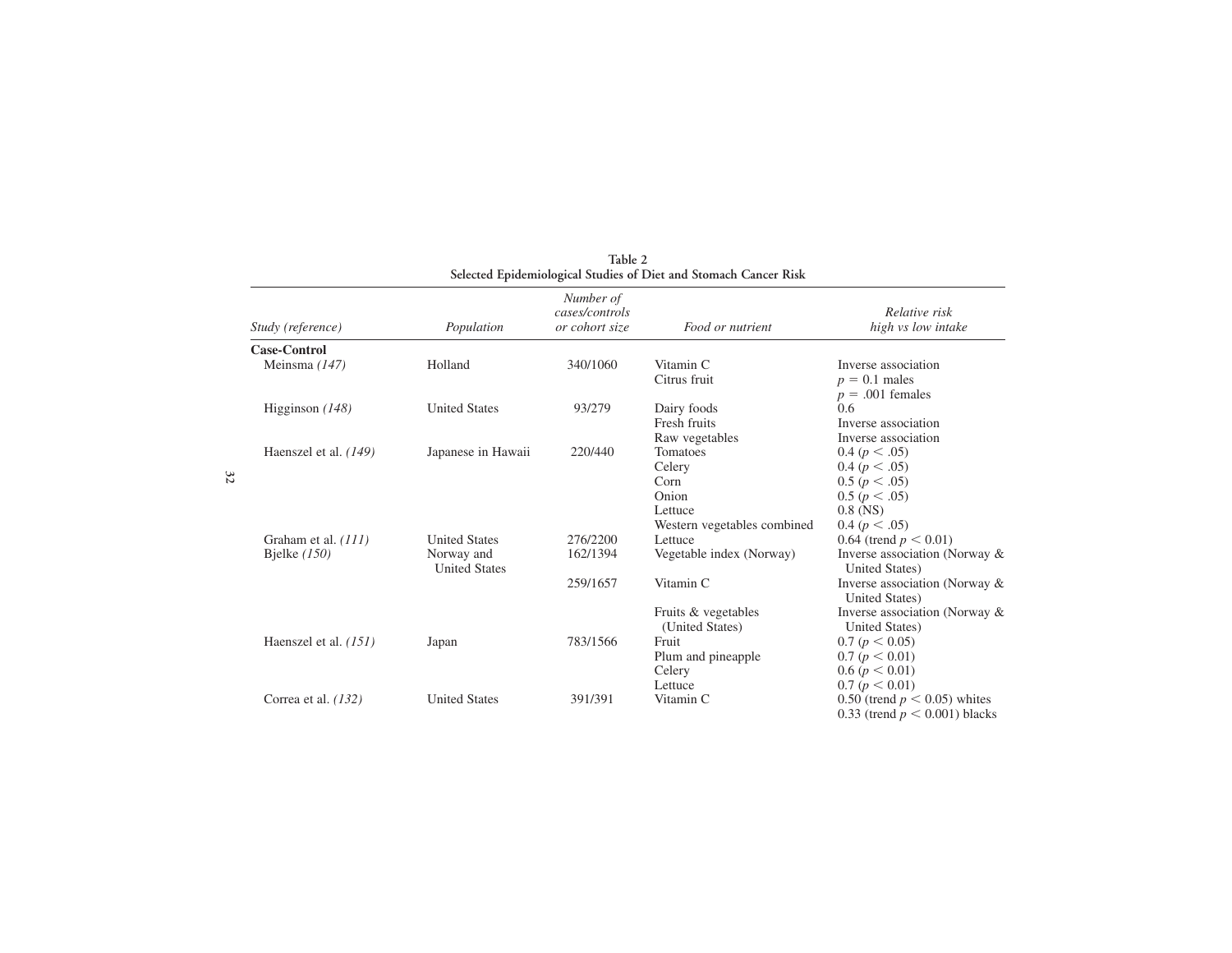**Table 2**
**Selected Epidemiological Studies of Diet and Stomach Cancer Risk**

| *Study (reference)* | *Population* | *Number of cases/controls or cohort size* | *Food or nutrient* | *Relative risk high vs low intake* |
|---|---|---|---|---|
| **Case-Control** | | | | |
| Meinsma *(147)* | Holland | 340/1060 | Vitamin C | Inverse association |
| | | | Citrus fruit | $p = 0.1$ males<br>$p = .001$ females |
| Higginson *(148)* | United States | 93/279 | Dairy foods | 0.6 |
| | | | Fresh fruits | Inverse association |
| | | | Raw vegetables | Inverse association |
| Haenszel et al. *(149)* | Japanese in Hawaii | 220/440 | Tomatoes | 0.4 ($p < .05$) |
| | | | Celery | 0.4 ($p < .05$) |
| | | | Corn | 0.5 ($p < .05$) |
| | | | Onion | 0.5 ($p < .05$) |
| | | | Lettuce | 0.8 (NS) |
| | | | Western vegetables combined | 0.4 ($p < .05$) |
| Graham et al. *(111)* | United States | 276/2200 | Lettuce | 0.64 (trend $p < 0.01$) |
| Bjelke *(150)* | Norway and United States | 162/1394 | Vegetable index (Norway) | Inverse association (Norway & United States) |
| | | 259/1657 | Vitamin C | Inverse association (Norway & United States) |
| | | | Fruits & vegetables (United States) | Inverse association (Norway & United States) |
| Haenszel et al. *(151)* | Japan | 783/1566 | Fruit | 0.7 ($p < 0.05$) |
| | | | Plum and pineapple | 0.7 ($p < 0.01$) |
| | | | Celery | 0.6 ($p < 0.01$) |
| | | | Lettuce | 0.7 ($p < 0.01$) |
| Correa et al. *(132)* | United States | 391/391 | Vitamin C | 0.50 (trend $p < 0.05$) whites<br>0.33 (trend $p < 0.001$) blacks |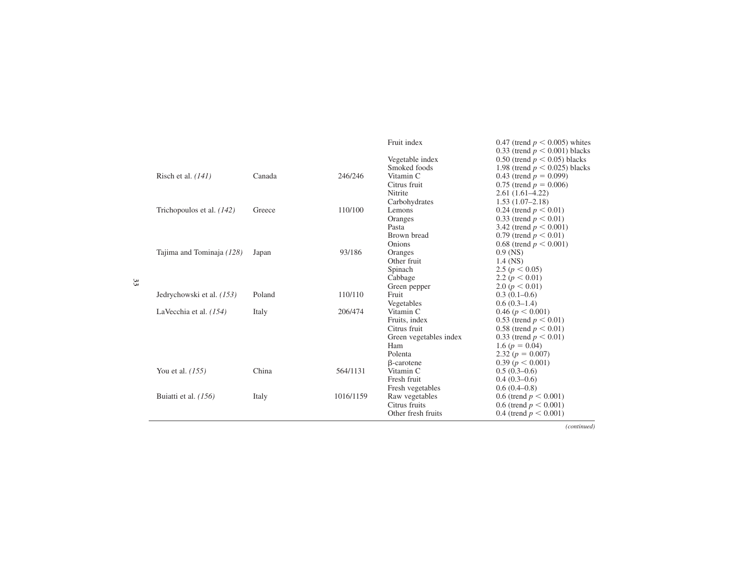| | | | | |
|---|---|---|---|---|
| | | | Fruit index | 0.47 (trend $p < 0.005$) whites |
| | | | | 0.33 (trend $p < 0.001$) blacks |
| | | | Vegetable index | 0.50 (trend $p < 0.05$) blacks |
| | | | Smoked foods | 1.98 (trend $p < 0.025$) blacks |
| Risch et al. *(141)* | Canada | 246/246 | Vitamin C | 0.43 (trend $p = 0.099$) |
| | | | Citrus fruit | 0.75 (trend $p = 0.006$) |
| | | | Nitrite | 2.61 (1.61–4.22) |
| | | | Carbohydrates | 1.53 (1.07–2.18) |
| Trichopoulos et al. *(142)* | Greece | 110/100 | Lemons | 0.24 (trend $p < 0.01$) |
| | | | Oranges | 0.33 (trend $p < 0.01$) |
| | | | Pasta | 3.42 (trend $p < 0.001$) |
| | | | Brown bread | 0.79 (trend $p < 0.01$) |
| | | | Onions | 0.68 (trend $p < 0.001$) |
| Tajima and Tominaja *(128)* | Japan | 93/186 | Oranges | 0.9 (NS) |
| | | | Other fruit | 1.4 (NS) |
| | | | Spinach | 2.5 ($p < 0.05$) |
| | | | Cabbage | 2.2 ($p < 0.01$) |
| | | | Green pepper | 2.0 ($p < 0.01$) |
| Jedrychowski et al. *(153)* | Poland | 110/110 | Fruit | 0.3 (0.1–0.6) |
| | | | Vegetables | 0.6 (0.3–1.4) |
| LaVecchia et al. *(154)* | Italy | 206/474 | Vitamin C | 0.46 ($p < 0.001$) |
| | | | Fruits, index | 0.53 (trend $p < 0.01$) |
| | | | Citrus fruit | 0.58 (trend $p < 0.01$) |
| | | | Green vegetables index | 0.33 (trend $p < 0.01$) |
| | | | Ham | 1.6 ($p = 0.04$) |
| | | | Polenta | 2.32 ($p = 0.007$) |
| | | | β-carotene | 0.39 ($p < 0.001$) |
| You et al. *(155)* | China | 564/1131 | Vitamin C | 0.5 (0.3–0.6) |
| | | | Fresh fruit | 0.4 (0.3–0.6) |
| | | | Fresh vegetables | 0.6 (0.4–0.8) |
| Buiatti et al. *(156)* | Italy | 1016/1159 | Raw vegetables | 0.6 (trend $p < 0.001$) |
| | | | Citrus fruits | 0.6 (trend $p < 0.001$) |
| | | | Other fresh fruits | 0.4 (trend $p < 0.001$) |

*(continued)*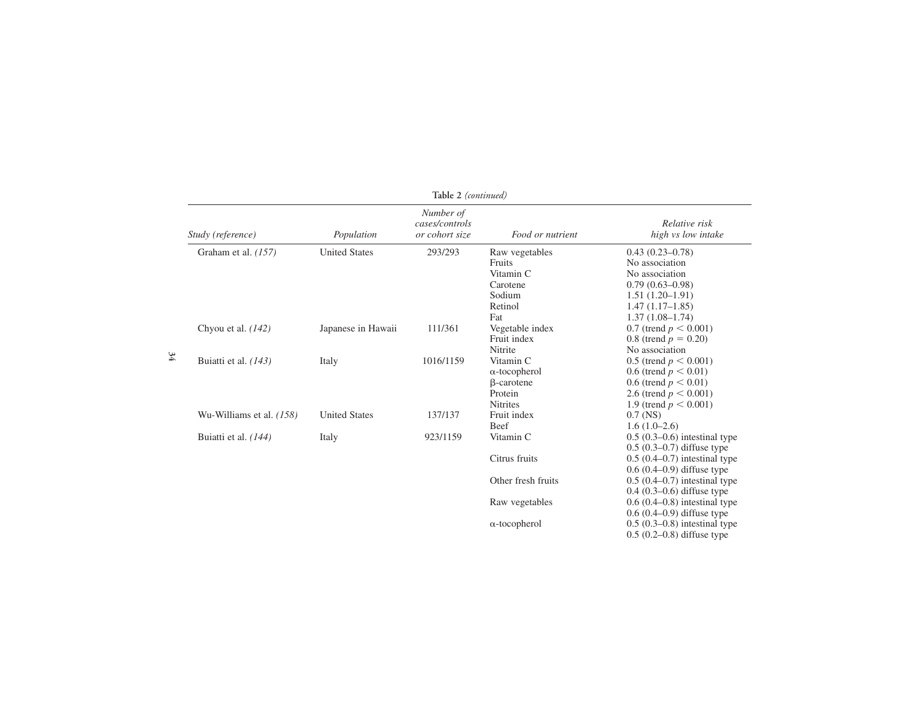**Table 2** *(continued)*

| *Study (reference)* | *Population* | *Number of cases/controls or cohort size* | *Food or nutrient* | *Relative risk high vs low intake* |
|---|---|---|---|---|
| Graham et al. *(157)* | United States | 293/293 | Raw vegetables | 0.43 (0.23–0.78) |
| | | | Fruits | No association |
| | | | Vitamin C | No association |
| | | | Carotene | 0.79 (0.63–0.98) |
| | | | Sodium | 1.51 (1.20–1.91) |
| | | | Retinol | 1.47 (1.17–1.85) |
| | | | Fat | 1.37 (1.08–1.74) |
| Chyou et al. *(142)* | Japanese in Hawaii | 111/361 | Vegetable index | 0.7 (trend $p < 0.001$) |
| | | | Fruit index | 0.8 (trend $p = 0.20$) |
| | | | Nitrite | No association |
| Buiatti et al. *(143)* | Italy | 1016/1159 | Vitamin C | 0.5 (trend $p < 0.001$) |
| | | | α-tocopherol | 0.6 (trend $p < 0.01$) |
| | | | β-carotene | 0.6 (trend $p < 0.01$) |
| | | | Protein | 2.6 (trend $p < 0.001$) |
| | | | Nitrites | 1.9 (trend $p < 0.001$) |
| Wu-Williams et al. *(158)* | United States | 137/137 | Fruit index | 0.7 (NS) |
| | | | Beef | 1.6 (1.0–2.6) |
| Buiatti et al. *(144)* | Italy | 923/1159 | Vitamin C | 0.5 (0.3–0.6) intestinal type |
| | | | | 0.5 (0.3–0.7) diffuse type |
| | | | Citrus fruits | 0.5 (0.4–0.7) intestinal type |
| | | | | 0.6 (0.4–0.9) diffuse type |
| | | | Other fresh fruits | 0.5 (0.4–0.7) intestinal type |
| | | | | 0.4 (0.3–0.6) diffuse type |
| | | | Raw vegetables | 0.6 (0.4–0.8) intestinal type |
| | | | | 0.6 (0.4–0.9) diffuse type |
| | | | α-tocopherol | 0.5 (0.3–0.8) intestinal type |
| | | | | 0.5 (0.2–0.8) diffuse type |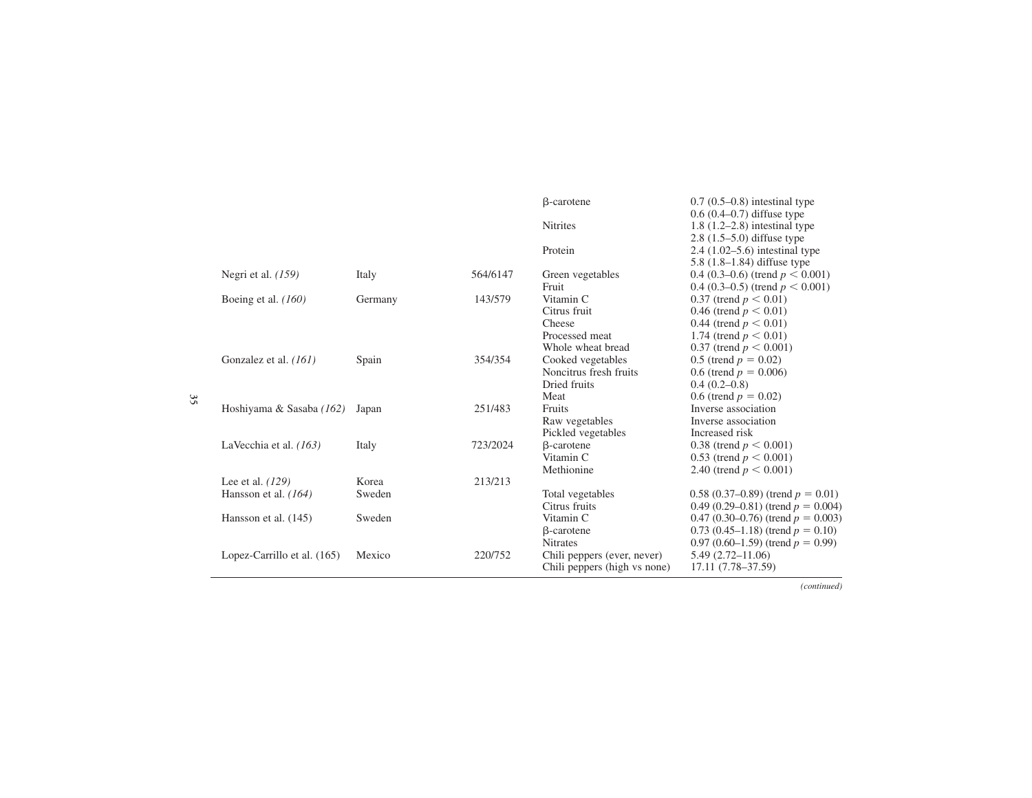| | | | | |
|---|---|---|---|---|
| | | | β-carotene | 0.7 (0.5–0.8) intestinal type |
| | | | | 0.6 (0.4–0.7) diffuse type |
| | | | Nitrites | 1.8 (1.2–2.8) intestinal type |
| | | | | 2.8 (1.5–5.0) diffuse type |
| | | | Protein | 2.4 (1.02–5.6) intestinal type |
| | | | | 5.8 (1.8–1.84) diffuse type |
| Negri et al. *(159)* | Italy | 564/6147 | Green vegetables | 0.4 (0.3–0.6) (trend $p < 0.001$) |
| | | | Fruit | 0.4 (0.3–0.5) (trend $p < 0.001$) |
| Boeing et al. *(160)* | Germany | 143/579 | Vitamin C | 0.37 (trend $p < 0.01$) |
| | | | Citrus fruit | 0.46 (trend $p < 0.01$) |
| | | | Cheese | 0.44 (trend $p < 0.01$) |
| | | | Processed meat | 1.74 (trend $p < 0.01$) |
| | | | Whole wheat bread | 0.37 (trend $p < 0.001$) |
| Gonzalez et al. *(161)* | Spain | 354/354 | Cooked vegetables | 0.5 (trend $p = 0.02$) |
| | | | Noncitrus fresh fruits | 0.6 (trend $p = 0.006$) |
| | | | Dried fruits | 0.4 (0.2–0.8) |
| | | | Meat | 0.6 (trend $p = 0.02$) |
| Hoshiyama & Sasaba *(162)* | Japan | 251/483 | Fruits | Inverse association |
| | | | Raw vegetables | Inverse association |
| | | | Pickled vegetables | Increased risk |
| LaVecchia et al. *(163)* | Italy | 723/2024 | β-carotene | 0.38 (trend $p < 0.001$) |
| | | | Vitamin C | 0.53 (trend $p < 0.001$) |
| | | | Methionine | 2.40 (trend $p < 0.001$) |
| Lee et al. *(129)* | Korea | 213/213 | | |
| Hansson et al. *(164)* | Sweden | | Total vegetables | 0.58 (0.37–0.89) (trend $p = 0.01$) |
| | | | Citrus fruits | 0.49 (0.29–0.81) (trend $p = 0.004$) |
| Hansson et al. (145) | Sweden | | Vitamin C | 0.47 (0.30–0.76) (trend $p = 0.003$) |
| | | | β-carotene | 0.73 (0.45–1.18) (trend $p = 0.10$) |
| | | | Nitrates | 0.97 (0.60–1.59) (trend $p = 0.99$) |
| Lopez-Carrillo et al. (165) | Mexico | 220/752 | Chili peppers (ever, never) | 5.49 (2.72–11.06) |
| | | | Chili peppers (high vs none) | 17.11 (7.78–37.59) |

*(continued)*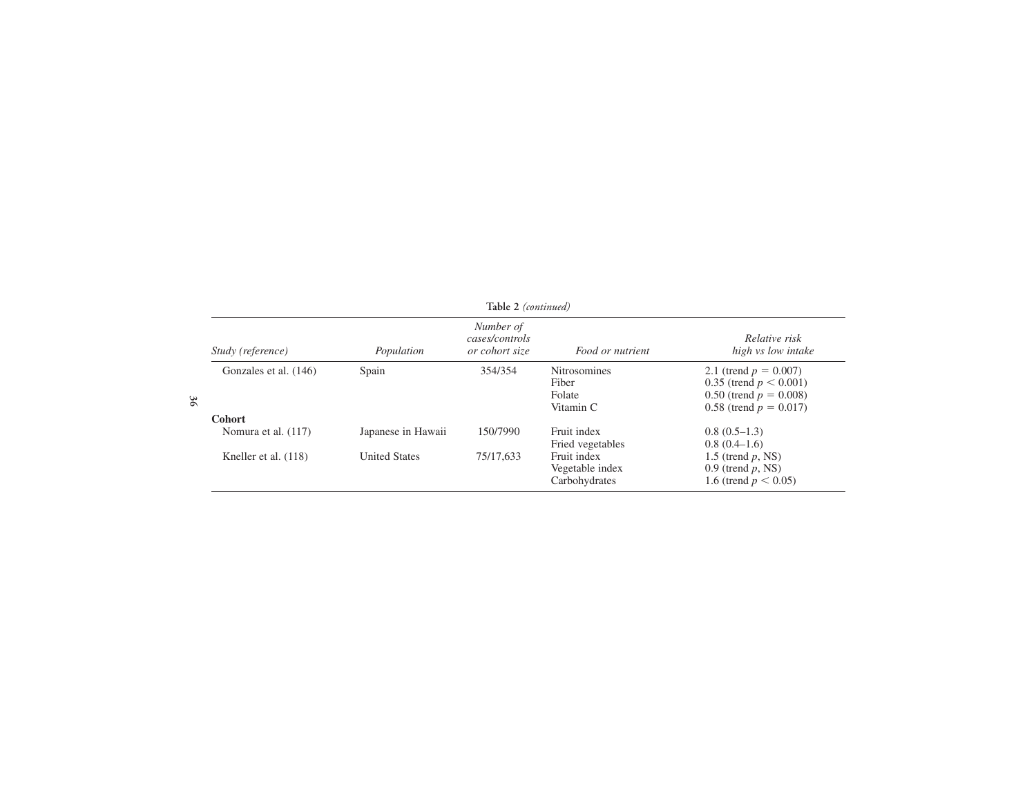**Table 2** *(continued)*

| *Study (reference)* | *Population* | *Number of cases/controls or cohort size* | *Food or nutrient* | *Relative risk high vs low intake* |
|---|---|---|---|---|
| Gonzales et al. (146) | Spain | 354/354 | Nitrosomines | 2.1 (trend $p = 0.007$) |
| | | | Fiber | 0.35 (trend $p < 0.001$) |
| | | | Folate | 0.50 (trend $p = 0.008$) |
| | | | Vitamin C | 0.58 (trend $p = 0.017$) |
| **Cohort** | | | | |
| Nomura et al. (117) | Japanese in Hawaii | 150/7990 | Fruit index | 0.8 (0.5–1.3) |
| | | | Fried vegetables | 0.8 (0.4–1.6) |
| Kneller et al. (118) | United States | 75/17,633 | Fruit index | 1.5 (trend *p*, NS) |
| | | | Vegetable index | 0.9 (trend *p*, NS) |
| | | | Carbohydrates | 1.6 (trend $p < 0.05$) |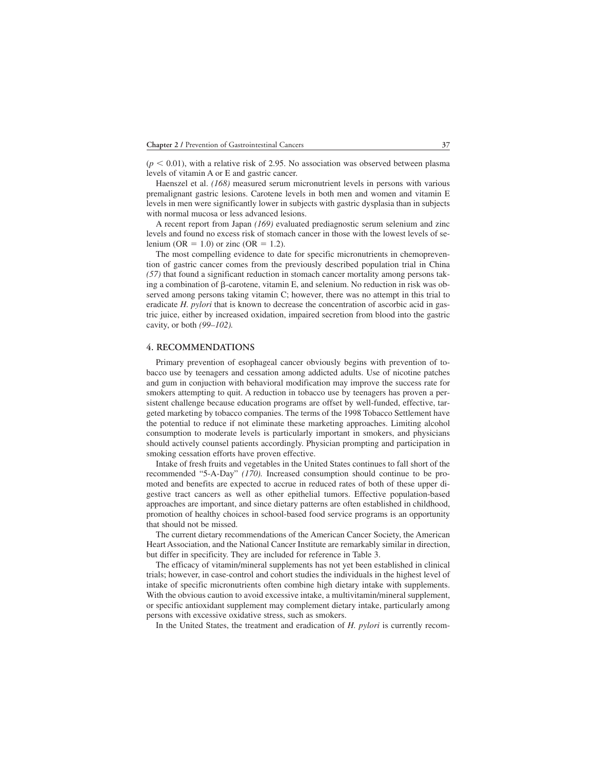($p < 0.01$), with a relative risk of 2.95. No association was observed between plasma levels of vitamin A or E and gastric cancer.

Haenszel et al. *(168)* measured serum micronutrient levels in persons with various premalignant gastric lesions. Carotene levels in both men and women and vitamin E levels in men were significantly lower in subjects with gastric dysplasia than in subjects with normal mucosa or less advanced lesions.

A recent report from Japan *(169)* evaluated prediagnostic serum selenium and zinc levels and found no excess risk of stomach cancer in those with the lowest levels of selenium (OR = 1.0) or zinc (OR = 1.2).

The most compelling evidence to date for specific micronutrients in chemoprevention of gastric cancer comes from the previously described population trial in China *(57)* that found a significant reduction in stomach cancer mortality among persons taking a combination of β-carotene, vitamin E, and selenium. No reduction in risk was observed among persons taking vitamin C; however, there was no attempt in this trial to eradicate *H. pylori* that is known to decrease the concentration of ascorbic acid in gastric juice, either by increased oxidation, impaired secretion from blood into the gastric cavity, or both *(99–102).*

## 4. RECOMMENDATIONS

Primary prevention of esophageal cancer obviously begins with prevention of tobacco use by teenagers and cessation among addicted adults. Use of nicotine patches and gum in conjuction with behavioral modification may improve the success rate for smokers attempting to quit. A reduction in tobacco use by teenagers has proven a persistent challenge because education programs are offset by well-funded, effective, targeted marketing by tobacco companies. The terms of the 1998 Tobacco Settlement have the potential to reduce if not eliminate these marketing approaches. Limiting alcohol consumption to moderate levels is particularly important in smokers, and physicians should actively counsel patients accordingly. Physician prompting and participation in smoking cessation efforts have proven effective.

Intake of fresh fruits and vegetables in the United States continues to fall short of the recommended "5-A-Day" *(170).* Increased consumption should continue to be promoted and benefits are expected to accrue in reduced rates of both of these upper digestive tract cancers as well as other epithelial tumors. Effective population-based approaches are important, and since dietary patterns are often established in childhood, promotion of healthy choices in school-based food service programs is an opportunity that should not be missed.

The current dietary recommendations of the American Cancer Society, the American Heart Association, and the National Cancer Institute are remarkably similar in direction, but differ in specificity. They are included for reference in Table 3.

The efficacy of vitamin/mineral supplements has not yet been established in clinical trials; however, in case-control and cohort studies the individuals in the highest level of intake of specific micronutrients often combine high dietary intake with supplements. With the obvious caution to avoid excessive intake, a multivitamin/mineral supplement, or specific antioxidant supplement may complement dietary intake, particularly among persons with excessive oxidative stress, such as smokers.

In the United States, the treatment and eradication of *H. pylori* is currently recom-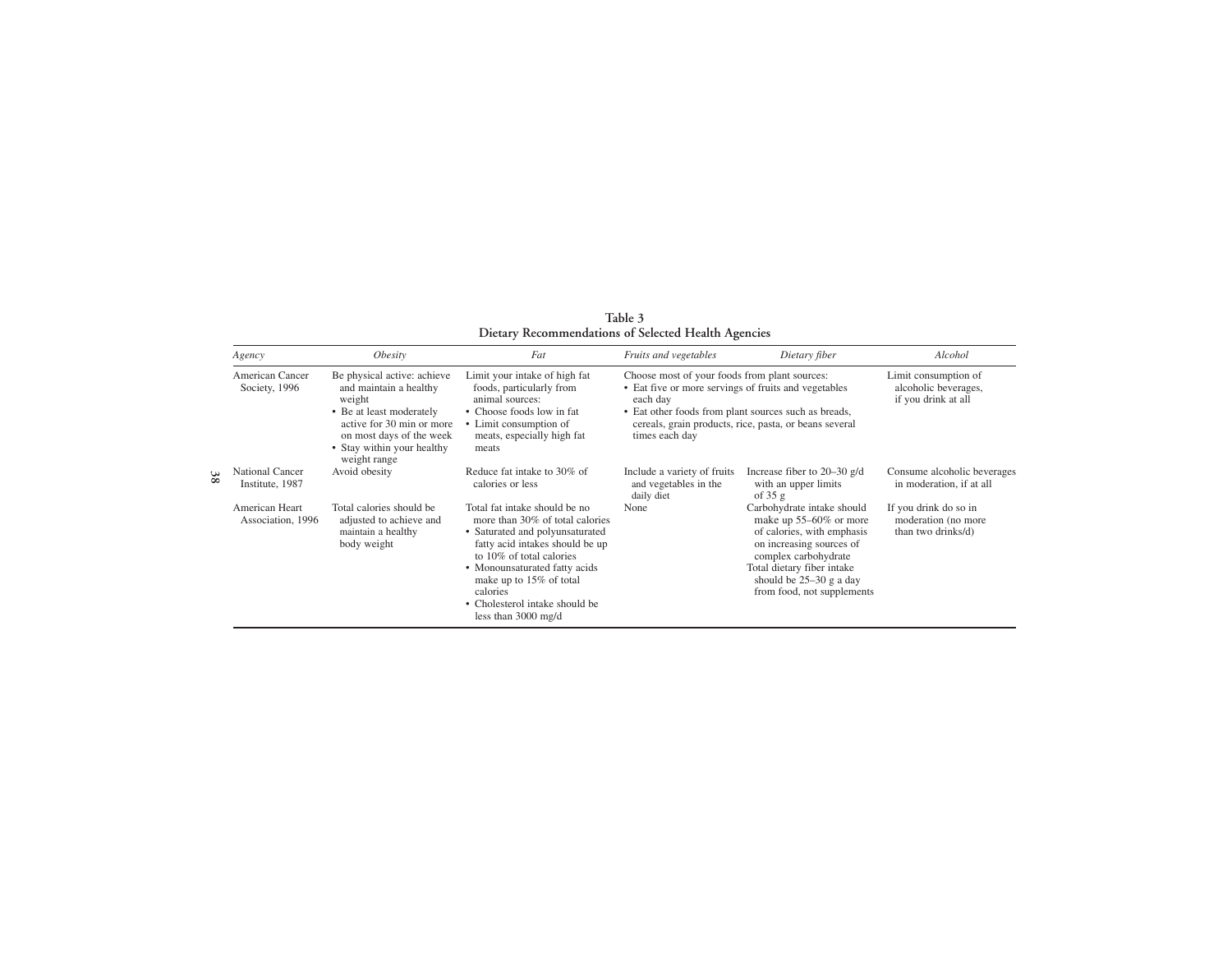**Table 3**
**Dietary Recommendations of Selected Health Agencies**

| *Agency* | *Obesity* | *Fat* | *Fruits and vegetables* | *Dietary fiber* | *Alcohol* |
|---|---|---|---|---|---|
| American Cancer Society, 1996 | Be physical active: achieve and maintain a healthy weight<br>• Be at least moderately active for 30 min or more on most days of the week<br>• Stay within your healthy weight range | Limit your intake of high fat foods, particularly from animal sources:<br>• Choose foods low in fat<br>• Limit consumption of meats, especially high fat meats | Choose most of your foods from plant sources:<br>• Eat five or more servings of fruits and vegetables each day<br>• Eat other foods from plant sources such as breads, cereals, grain products, rice, pasta, or beans several times each day | | Limit consumption of alcoholic beverages, if you drink at all |
| National Cancer Institute, 1987 | Avoid obesity | Reduce fat intake to 30% of calories or less | Include a variety of fruits and vegetables in the daily diet | Increase fiber to 20–30 g/d with an upper limits of 35 g | Consume alcoholic beverages in moderation, if at all |
| American Heart Association, 1996 | Total calories should be adjusted to achieve and maintain a healthy body weight | Total fat intake should be no more than 30% of total calories<br>• Saturated and polyunsaturated fatty acid intakes should be up to 10% of total calories<br>• Monounsaturated fatty acids make up to 15% of total calories<br>• Cholesterol intake should be less than 3000 mg/d | None | Carbohydrate intake should make up 55–60% or more of calories, with emphasis on increasing sources of complex carbohydrate<br>Total dietary fiber intake should be 25–30 g a day from food, not supplements | If you drink do so in moderation (no more than two drinks/d) |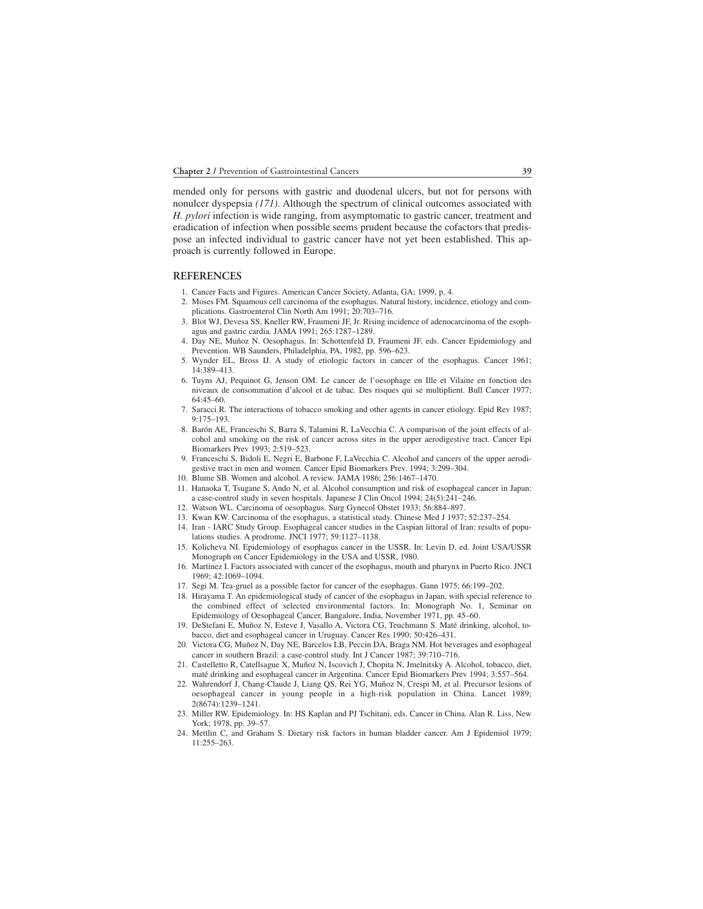mended only for persons with gastric and duodenal ulcers, but not for persons with nonulcer dyspepsia *(171)*. Although the spectrum of clinical outcomes associated with *H. pylori* infection is wide ranging, from asymptomatic to gastric cancer, treatment and eradication of infection when possible seems prudent because the cofactors that predispose an infected individual to gastric cancer have not yet been established. This approach is currently followed in Europe.

## REFERENCES

1. Cancer Facts and Figures. American Cancer Society, Atlanta, GA; 1999, p. 4.
2. Moses FM. Squamous cell carcinoma of the esophagus. Natural history, incidence, etiology and complications. Gastroenterol Clin North Am 1991; 20:703–716.
3. Blot WJ, Devesa SS, Kneller RW, Fraumeni JF, Jr. Rising incidence of adenocarcinoma of the esophagus and gastric cardia. JAMA 1991; 265:1287–1289.
4. Day NE, Muñoz N. Oesophagus. In: Schottenfeld D, Fraumeni JF, eds. Cancer Epidemiology and Prevention. WB Saunders, Philadelphia, PA, 1982, pp. 596–623.
5. Wynder EL, Bross IJ. A study of etiologic factors in cancer of the esophagus. Cancer 1961; 14:389–413.
6. Tuyns AJ, Pequinot G, Jenson OM. Le cancer de l'oesophage en Ille et Vilaine en fonction des niveaux de consommation d'alcool et de tabac. Des risques qui se multiplient. Bull Cancer 1977; 64:45–60.
7. Saracci R. The interactions of tobacco smoking and other agents in cancer etiology. Epid Rev 1987; 9:175–193.
8. Barón AE, Franceschi S, Barra S, Talamini R, LaVecchia C. A comparison of the joint effects of alcohol and smoking on the risk of cancer across sites in the upper aerodigestive tract. Cancer Epi Biomarkers Prev 1993; 2:519–523.
9. Franceschi S, Bidoli E, Negri E, Barbone F, LaVecchia C. Alcohol and cancers of the upper aerodigestive tract in men and women. Cancer Epid Biomarkers Prev. 1994; 3:299–304.
10. Blume SB. Women and alcohol. A review. JAMA 1986; 256:1467–1470.
11. Hanaoka T, Tsugane S, Ando N, et al. Alcohol consumption and risk of esophageal cancer in Japan: a case-control study in seven hospitals. Japanese J Clin Oncol 1994; 24(5):241–246.
12. Watson WL. Carcinoma of oesophagus. Surg Gynecol Obstet 1933; 56:884–897.
13. Kwan KW. Carcinoma of the esophagus, a statistical study. Chinese Med J 1937; 52:237–254.
14. Iran - IARC Study Group. Esophageal cancer studies in the Caspian littoral of Iran: results of populations studies. A prodrome. JNCI 1977; 59:1127–1138.
15. Kolicheva NI. Epidemiology of esophagus cancer in the USSR. In: Levin D, ed. Joint USA/USSR Monograph on Cancer Epidemiology in the USA and USSR, 1980.
16. Martinez I. Factors associated with cancer of the esophagus, mouth and pharynx in Puerto Rico. JNCI 1969; 42:1069–1094.
17. Segi M. Tea-gruel as a possible factor for cancer of the esophagus. Gann 1975; 66:199–202.
18. Hirayama T. An epidemiological study of cancer of the esophagus in Japan, with special reference to the combined effect of selected environmental factors. In: Monograph No. 1, Seminar on Epidemiology of Oesophageal Cancer, Bangalore, India, November 1971, pp. 45–60.
19. DeStefani E, Muñoz N, Esteve J, Vasallo A, Victora CG, Teuchmann S. Maté drinking, alcohol, tobacco, diet and esophageal cancer in Uruguay. Cancer Res 1990; 50:426–431.
20. Victora CG, Muñoz N, Day NE, Barcelos LB, Peccin DA, Braga NM. Hot beverages and esophageal cancer in southern Brazil: a case-control study. Int J Cancer 1987; 39:710–716.
21. Castelletto R, Catellsague X, Muñoz N, Iscovich J, Chopita N, Jmelnitsky A. Alcohol, tobacco, diet, maté drinking and esophageal cancer in Argentina. Cancer Epid Biomarkers Prev 1994; 3:557–564.
22. Wahrendorf J, Chang-Claude J, Liang QS, Rei YG, Muñoz N, Crespi M, et al. Precursor lesions of oesophageal cancer in young people in a high-risk population in China. Lancet 1989; 2(8674):1239–1241.
23. Miller RW. Epidemiology. In: HS Kaplan and PJ Tschitani, eds. Cancer in China. Alan R. Liss, New York; 1978, pp. 39–57.
24. Mettlin C, and Graham S. Dietary risk factors in human bladder cancer. Am J Epidemiol 1979; 11:255–263.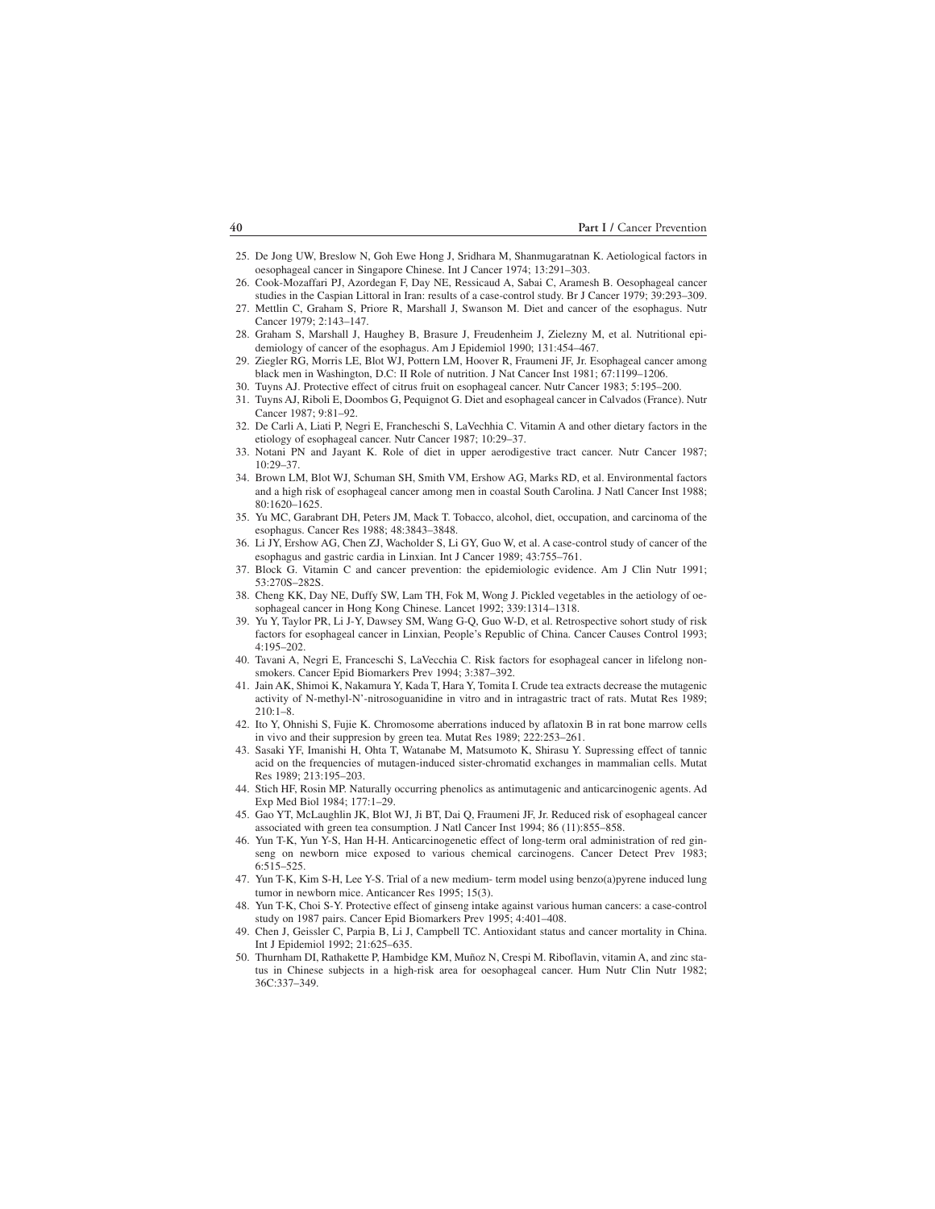25. De Jong UW, Breslow N, Goh Ewe Hong J, Sridhara M, Shanmugaratnan K. Aetiological factors in oesophageal cancer in Singapore Chinese. Int J Cancer 1974; 13:291–303.
26. Cook-Mozaffari PJ, Azordegan F, Day NE, Ressicaud A, Sabai C, Aramesh B. Oesophageal cancer studies in the Caspian Littoral in Iran: results of a case-control study. Br J Cancer 1979; 39:293–309.
27. Mettlin C, Graham S, Priore R, Marshall J, Swanson M. Diet and cancer of the esophagus. Nutr Cancer 1979; 2:143–147.
28. Graham S, Marshall J, Haughey B, Brasure J, Freudenheim J, Zielezny M, et al. Nutritional epidemiology of cancer of the esophagus. Am J Epidemiol 1990; 131:454–467.
29. Ziegler RG, Morris LE, Blot WJ, Pottern LM, Hoover R, Fraumeni JF, Jr. Esophageal cancer among black men in Washington, D.C: II Role of nutrition. J Nat Cancer Inst 1981; 67:1199–1206.
30. Tuyns AJ. Protective effect of citrus fruit on esophageal cancer. Nutr Cancer 1983; 5:195–200.
31. Tuyns AJ, Riboli E, Doombos G, Pequignot G. Diet and esophageal cancer in Calvados (France). Nutr Cancer 1987; 9:81–92.
32. De Carli A, Liati P, Negri E, Francheschi S, LaVechhia C. Vitamin A and other dietary factors in the etiology of esophageal cancer. Nutr Cancer 1987; 10:29–37.
33. Notani PN and Jayant K. Role of diet in upper aerodigestive tract cancer. Nutr Cancer 1987; 10:29–37.
34. Brown LM, Blot WJ, Schuman SH, Smith VM, Ershow AG, Marks RD, et al. Environmental factors and a high risk of esophageal cancer among men in coastal South Carolina. J Natl Cancer Inst 1988; 80:1620–1625.
35. Yu MC, Garabrant DH, Peters JM, Mack T. Tobacco, alcohol, diet, occupation, and carcinoma of the esophagus. Cancer Res 1988; 48:3843–3848.
36. Li JY, Ershow AG, Chen ZJ, Wacholder S, Li GY, Guo W, et al. A case-control study of cancer of the esophagus and gastric cardia in Linxian. Int J Cancer 1989; 43:755–761.
37. Block G. Vitamin C and cancer prevention: the epidemiologic evidence. Am J Clin Nutr 1991; 53:270S–282S.
38. Cheng KK, Day NE, Duffy SW, Lam TH, Fok M, Wong J. Pickled vegetables in the aetiology of oesophageal cancer in Hong Kong Chinese. Lancet 1992; 339:1314–1318.
39. Yu Y, Taylor PR, Li J-Y, Dawsey SM, Wang G-Q, Guo W-D, et al. Retrospective sohort study of risk factors for esophageal cancer in Linxian, People's Republic of China. Cancer Causes Control 1993; 4:195–202.
40. Tavani A, Negri E, Franceschi S, LaVecchia C. Risk factors for esophageal cancer in lifelong nonsmokers. Cancer Epid Biomarkers Prev 1994; 3:387–392.
41. Jain AK, Shimoi K, Nakamura Y, Kada T, Hara Y, Tomita I. Crude tea extracts decrease the mutagenic activity of N-methyl-N'-nitrosoguanidine in vitro and in intragastric tract of rats. Mutat Res 1989; 210:1–8.
42. Ito Y, Ohnishi S, Fujie K. Chromosome aberrations induced by aflatoxin B in rat bone marrow cells in vivo and their suppresion by green tea. Mutat Res 1989; 222:253–261.
43. Sasaki YF, Imanishi H, Ohta T, Watanabe M, Matsumoto K, Shirasu Y. Supressing effect of tannic acid on the frequencies of mutagen-induced sister-chromatid exchanges in mammalian cells. Mutat Res 1989; 213:195–203.
44. Stich HF, Rosin MP. Naturally occurring phenolics as antimutagenic and anticarcinogenic agents. Ad Exp Med Biol 1984; 177:1–29.
45. Gao YT, McLaughlin JK, Blot WJ, Ji BT, Dai Q, Fraumeni JF, Jr. Reduced risk of esophageal cancer associated with green tea consumption. J Natl Cancer Inst 1994; 86 (11):855–858.
46. Yun T-K, Yun Y-S, Han H-H. Anticarcinogenetic effect of long-term oral administration of red ginseng on newborn mice exposed to various chemical carcinogens. Cancer Detect Prev 1983; 6:515–525.
47. Yun T-K, Kim S-H, Lee Y-S. Trial of a new medium- term model using benzo(a)pyrene induced lung tumor in newborn mice. Anticancer Res 1995; 15(3).
48. Yun T-K, Choi S-Y. Protective effect of ginseng intake against various human cancers: a case-control study on 1987 pairs. Cancer Epid Biomarkers Prev 1995; 4:401–408.
49. Chen J, Geissler C, Parpia B, Li J, Campbell TC. Antioxidant status and cancer mortality in China. Int J Epidemiol 1992; 21:625–635.
50. Thurnham DI, Rathakette P, Hambidge KM, Muñoz N, Crespi M. Riboflavin, vitamin A, and zinc status in Chinese subjects in a high-risk area for oesophageal cancer. Hum Nutr Clin Nutr 1982; 36C:337–349.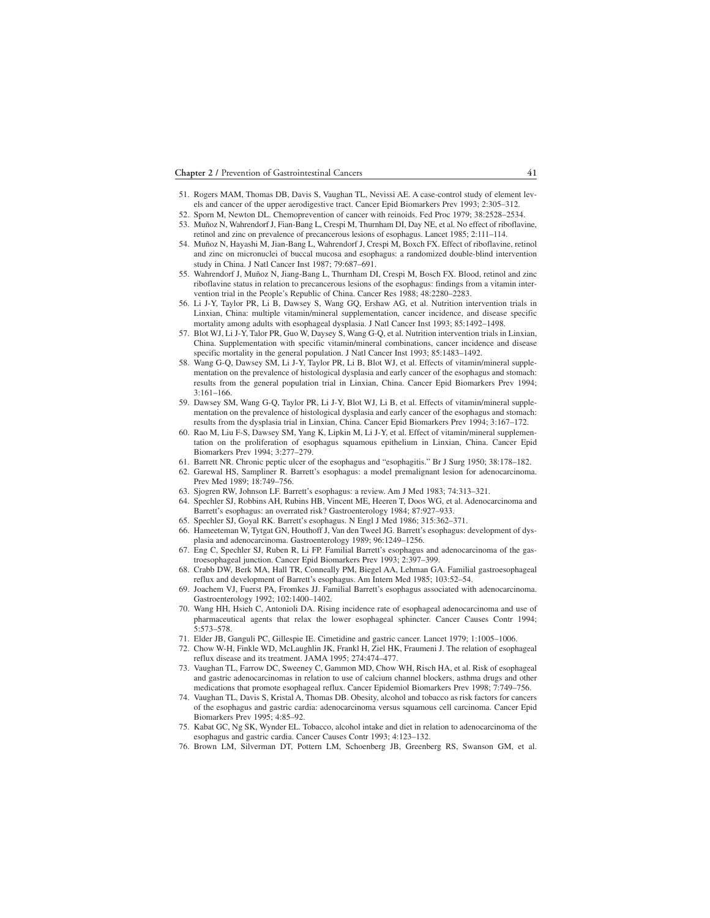51. Rogers MAM, Thomas DB, Davis S, Vaughan TL, Nevissi AE. A case-control study of element levels and cancer of the upper aerodigestive tract. Cancer Epid Biomarkers Prev 1993; 2:305–312.
52. Sporn M, Newton DL. Chemoprevention of cancer with reinoids. Fed Proc 1979; 38:2528–2534.
53. Muñoz N, Wahrendorf J, Fian-Bang L, Crespi M, Thurnham DI, Day NE, et al. No effect of riboflavine, retinol and zinc on prevalence of precancerous lesions of esophagus. Lancet 1985; 2:111–114.
54. Muñoz N, Hayashi M, Jian-Bang L, Wahrendorf J, Crespi M, Boxch FX. Effect of riboflavine, retinol and zinc on micronuclei of buccal mucosa and esophagus: a randomized double-blind intervention study in China. J Natl Cancer Inst 1987; 79:687–691.
55. Wahrendorf J, Muñoz N, Jiang-Bang L, Thurnham DI, Crespi M, Bosch FX. Blood, retinol and zinc riboflavine status in relation to precancerous lesions of the esophagus: findings from a vitamin intervention trial in the People's Republic of China. Cancer Res 1988; 48:2280–2283.
56. Li J-Y, Taylor PR, Li B, Dawsey S, Wang GQ, Ershaw AG, et al. Nutrition intervention trials in Linxian, China: multiple vitamin/mineral supplementation, cancer incidence, and disease specific mortality among adults with esophageal dysplasia. J Natl Cancer Inst 1993; 85:1492–1498.
57. Blot WJ, Li J-Y, Talor PR, Guo W, Daysey S, Wang G-Q, et al. Nutrition intervention trials in Linxian, China. Supplementation with specific vitamin/mineral combinations, cancer incidence and disease specific mortality in the general population. J Natl Cancer Inst 1993; 85:1483–1492.
58. Wang G-Q, Dawsey SM, Li J-Y, Taylor PR, Li B, Blot WJ, et al. Effects of vitamin/mineral supplementation on the prevalence of histological dysplasia and early cancer of the esophagus and stomach: results from the general population trial in Linxian, China. Cancer Epid Biomarkers Prev 1994; 3:161–166.
59. Dawsey SM, Wang G-Q, Taylor PR, Li J-Y, Blot WJ, Li B, et al. Effects of vitamin/mineral supplementation on the prevalence of histological dysplasia and early cancer of the esophagus and stomach: results from the dysplasia trial in Linxian, China. Cancer Epid Biomarkers Prev 1994; 3:167–172.
60. Rao M, Liu F-S, Dawsey SM, Yang K, Lipkin M, Li J-Y, et al. Effect of vitamin/mineral supplementation on the proliferation of esophagus squamous epithelium in Linxian, China. Cancer Epid Biomarkers Prev 1994; 3:277–279.
61. Barrett NR. Chronic peptic ulcer of the esophagus and "esophagitis." Br J Surg 1950; 38:178–182.
62. Garewal HS, Sampliner R. Barrett's esophagus: a model premalignant lesion for adenocarcinoma. Prev Med 1989; 18:749–756.
63. Sjogren RW, Johnson LF. Barrett's esophagus: a review. Am J Med 1983; 74:313–321.
64. Spechler SJ, Robbins AH, Rubins HB, Vincent ME, Heeren T, Doos WG, et al. Adenocarcinoma and Barrett's esophagus: an overrated risk? Gastroenterology 1984; 87:927–933.
65. Spechler SJ, Goyal RK. Barrett's esophagus. N Engl J Med 1986; 315:362–371.
66. Hameeteman W, Tytgat GN, Houthoff J, Van den Tweel JG. Barrett's esophagus: development of dysplasia and adenocarcinoma. Gastroenterology 1989; 96:1249–1256.
67. Eng C, Spechler SJ, Ruben R, Li FP. Familial Barrett's esophagus and adenocarcinoma of the gastroesophageal junction. Cancer Epid Biomarkers Prev 1993; 2:397–399.
68. Crabb DW, Berk MA, Hall TR, Conneally PM, Biegel AA, Lehman GA. Familial gastroesophageal reflux and development of Barrett's esophagus. Am Intern Med 1985; 103:52–54.
69. Joachem VJ, Fuerst PA, Fromkes JJ. Familial Barrett's esophagus associated with adenocarcinoma. Gastroenterology 1992; 102:1400–1402.
70. Wang HH, Hsieh C, Antonioli DA. Rising incidence rate of esophageal adenocarcinoma and use of pharmaceutical agents that relax the lower esophageal sphincter. Cancer Causes Contr 1994; 5:573–578.
71. Elder JB, Ganguli PC, Gillespie IE. Cimetidine and gastric cancer. Lancet 1979; 1:1005–1006.
72. Chow W-H, Finkle WD, McLaughlin JK, Frankl H, Ziel HK, Fraumeni J. The relation of esophageal reflux disease and its treatment. JAMA 1995; 274:474–477.
73. Vaughan TL, Farrow DC, Sweeney C, Gammon MD, Chow WH, Risch HA, et al. Risk of esophageal and gastric adenocarcinomas in relation to use of calcium channel blockers, asthma drugs and other medications that promote esophageal reflux. Cancer Epidemiol Biomarkers Prev 1998; 7:749–756.
74. Vaughan TL, Davis S, Kristal A, Thomas DB. Obesity, alcohol and tobacco as risk factors for cancers of the esophagus and gastric cardia: adenocarcinoma versus squamous cell carcinoma. Cancer Epid Biomarkers Prev 1995; 4:85–92.
75. Kabat GC, Ng SK, Wynder EL. Tobacco, alcohol intake and diet in relation to adenocarcinoma of the esophagus and gastric cardia. Cancer Causes Contr 1993; 4:123–132.
76. Brown LM, Silverman DT, Pottern LM, Schoenberg JB, Greenberg RS, Swanson GM, et al.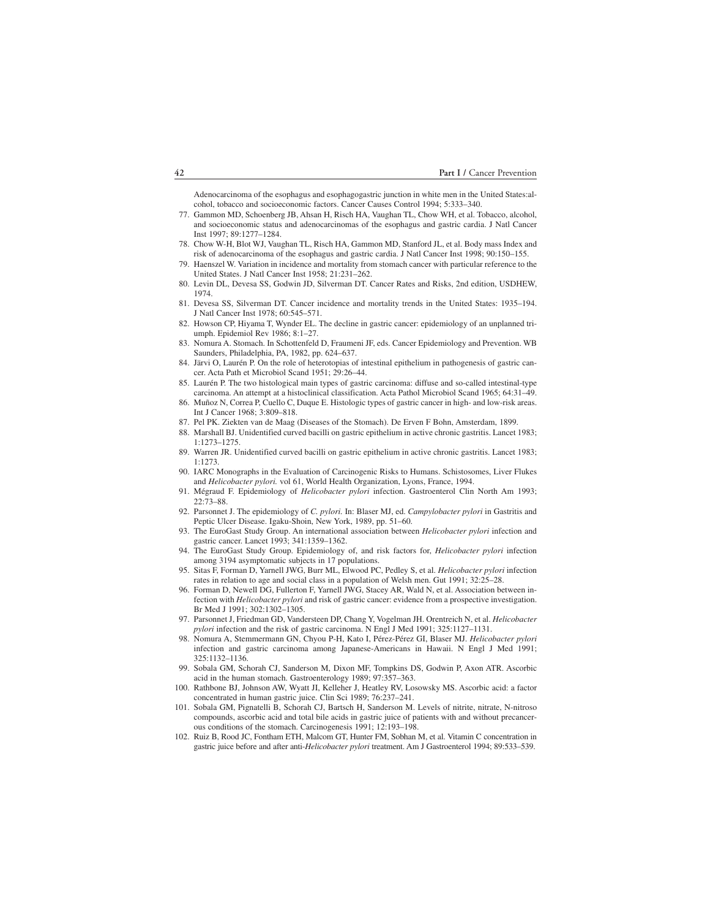Adenocarcinoma of the esophagus and esophagogastric junction in white men in the United States:alcohol, tobacco and socioeconomic factors. Cancer Causes Control 1994; 5:333–340.

77. Gammon MD, Schoenberg JB, Ahsan H, Risch HA, Vaughan TL, Chow WH, et al. Tobacco, alcohol, and socioeconomic status and adenocarcinomas of the esophagus and gastric cardia. J Natl Cancer Inst 1997; 89:1277–1284.
78. Chow W-H, Blot WJ, Vaughan TL, Risch HA, Gammon MD, Stanford JL, et al. Body mass Index and risk of adenocarcinoma of the esophagus and gastric cardia. J Natl Cancer Inst 1998; 90:150–155.
79. Haenszel W. Variation in incidence and mortality from stomach cancer with particular reference to the United States. J Natl Cancer Inst 1958; 21:231–262.
80. Levin DL, Devesa SS, Godwin JD, Silverman DT. Cancer Rates and Risks, 2nd edition, USDHEW, 1974.
81. Devesa SS, Silverman DT. Cancer incidence and mortality trends in the United States: 1935–194. J Natl Cancer Inst 1978; 60:545–571.
82. Howson CP, Hiyama T, Wynder EL. The decline in gastric cancer: epidemiology of an unplanned triumph. Epidemiol Rev 1986; 8:1–27.
83. Nomura A. Stomach. In Schottenfeld D, Fraumeni JF, eds. Cancer Epidemiology and Prevention. WB Saunders, Philadelphia, PA, 1982, pp. 624–637.
84. Järvi O, Laurén P. On the role of heterotopias of intestinal epithelium in pathogenesis of gastric cancer. Acta Path et Microbiol Scand 1951; 29:26–44.
85. Laurén P. The two histological main types of gastric carcinoma: diffuse and so-called intestinal-type carcinoma. An attempt at a histoclinical classification. Acta Pathol Microbiol Scand 1965; 64:31–49.
86. Muñoz N, Correa P, Cuello C, Duque E. Histologic types of gastric cancer in high- and low-risk areas. Int J Cancer 1968; 3:809–818.
87. Pel PK. Ziekten van de Maag (Diseases of the Stomach). De Erven F Bohn, Amsterdam, 1899.
88. Marshall BJ. Unidentified curved bacilli on gastric epithelium in active chronic gastritis. Lancet 1983; 1:1273–1275.
89. Warren JR. Unidentified curved bacilli on gastric epithelium in active chronic gastritis. Lancet 1983; 1:1273.
90. IARC Monographs in the Evaluation of Carcinogenic Risks to Humans. Schistosomes, Liver Flukes and *Helicobacter pylori.* vol 61, World Health Organization, Lyons, France, 1994.
91. Mégraud F. Epidemiology of *Helicobacter pylori* infection. Gastroenterol Clin North Am 1993; 22:73–88.
92. Parsonnet J. The epidemiology of *C. pylori.* In: Blaser MJ, ed. *Campylobacter pylori* in Gastritis and Peptic Ulcer Disease. Igaku-Shoin, New York, 1989, pp. 51–60.
93. The EuroGast Study Group. An international association between *Helicobacter pylori* infection and gastric cancer. Lancet 1993; 341:1359–1362.
94. The EuroGast Study Group. Epidemiology of, and risk factors for, *Helicobacter pylori* infection among 3194 asymptomatic subjects in 17 populations.
95. Sitas F, Forman D, Yarnell JWG, Burr ML, Elwood PC, Pedley S, et al. *Helicobacter pylori* infection rates in relation to age and social class in a population of Welsh men. Gut 1991; 32:25–28.
96. Forman D, Newell DG, Fullerton F, Yarnell JWG, Stacey AR, Wald N, et al. Association between infection with *Helicobacter pylori* and risk of gastric cancer: evidence from a prospective investigation. Br Med J 1991; 302:1302–1305.
97. Parsonnet J, Friedman GD, Vandersteen DP, Chang Y, Vogelman JH. Orentreich N, et al. *Helicobacter pylori* infection and the risk of gastric carcinoma. N Engl J Med 1991; 325:1127–1131.
98. Nomura A, Stemmermann GN, Chyou P-H, Kato I, Pérez-Pérez GI, Blaser MJ. *Helicobacter pylori* infection and gastric carcinoma among Japanese-Americans in Hawaii. N Engl J Med 1991; 325:1132–1136.
99. Sobala GM, Schorah CJ, Sanderson M, Dixon MF, Tompkins DS, Godwin P, Axon ATR. Ascorbic acid in the human stomach. Gastroenterology 1989; 97:357–363.
100. Rathbone BJ, Johnson AW, Wyatt JI, Kelleher J, Heatley RV, Losowsky MS. Ascorbic acid: a factor concentrated in human gastric juice. Clin Sci 1989; 76:237–241.
101. Sobala GM, Pignatelli B, Schorah CJ, Bartsch H, Sanderson M. Levels of nitrite, nitrate, N-nitroso compounds, ascorbic acid and total bile acids in gastric juice of patients with and without precancerous conditions of the stomach. Carcinogenesis 1991; 12:193–198.
102. Ruiz B, Rood JC, Fontham ETH, Malcom GT, Hunter FM, Sobhan M, et al. Vitamin C concentration in gastric juice before and after anti-*Helicobacter pylori* treatment. Am J Gastroenterol 1994; 89:533–539.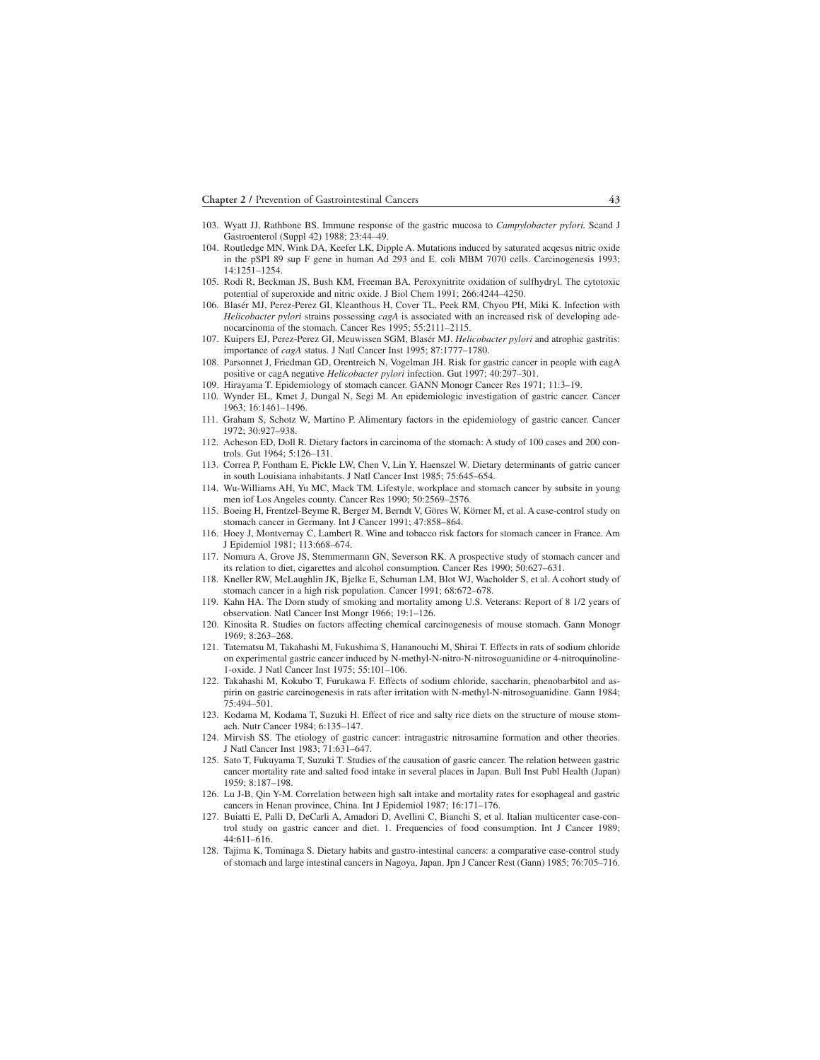103. Wyatt JJ, Rathbone BS. Immune response of the gastric mucosa to *Campylobacter pylori.* Scand J Gastroenterol (Suppl 42) 1988; 23:44–49.
104. Routledge MN, Wink DA, Keefer LK, Dipple A. Mutations induced by saturated acqesus nitric oxide in the pSPI 89 sup F gene in human Ad 293 and E. coli MBM 7070 cells. Carcinogenesis 1993; 14:1251–1254.
105. Rodi R, Beckman JS, Bush KM, Freeman BA. Peroxynitrite oxidation of sulfhydryl. The cytotoxic potential of superoxide and nitric oxide. J Biol Chem 1991; 266:4244–4250.
106. Blasér MJ, Perez-Perez GI, Kleanthous H, Cover TL, Peek RM, Chyou PH, Miki K. Infection with *Helicobacter pylori* strains possessing *cagA* is associated with an increased risk of developing adenocarcinoma of the stomach. Cancer Res 1995; 55:2111–2115.
107. Kuipers EJ, Perez-Perez GI, Meuwissen SGM, Blasér MJ. *Helicobacter pylori* and atrophic gastritis: importance of *cagA* status. J Natl Cancer Inst 1995; 87:1777–1780.
108. Parsonnet J, Friedman GD, Orentreich N, Vogelman JH. Risk for gastric cancer in people with cagA positive or cagA negative *Helicobacter pylori* infection. Gut 1997; 40:297–301.
109. Hirayama T. Epidemiology of stomach cancer. GANN Monogr Cancer Res 1971; 11:3–19.
110. Wynder EL, Kmet J, Dungal N, Segi M. An epidemiologic investigation of gastric cancer. Cancer 1963; 16:1461–1496.
111. Graham S, Schotz W, Martino P. Alimentary factors in the epidemiology of gastric cancer. Cancer 1972; 30:927–938.
112. Acheson ED, Doll R. Dietary factors in carcinoma of the stomach: A study of 100 cases and 200 controls. Gut 1964; 5:126–131.
113. Correa P, Fontham E, Pickle LW, Chen V, Lin Y, Haenszel W. Dietary determinants of gatric cancer in south Louisiana inhabitants. J Natl Cancer Inst 1985; 75:645–654.
114. Wu-Williams AH, Yu MC, Mack TM. Lifestyle, workplace and stomach cancer by subsite in young men iof Los Angeles county. Cancer Res 1990; 50:2569–2576.
115. Boeing H, Frentzel-Beyme R, Berger M, Berndt V, Göres W, Körner M, et al. A case-control study on stomach cancer in Germany. Int J Cancer 1991; 47:858–864.
116. Hoey J, Montvernay C, Lambert R. Wine and tobacco risk factors for stomach cancer in France. Am J Epidemiol 1981; 113:668–674.
117. Nomura A, Grove JS, Stemmermann GN, Severson RK. A prospective study of stomach cancer and its relation to diet, cigarettes and alcohol consumption. Cancer Res 1990; 50:627–631.
118. Kneller RW, McLaughlin JK, Bjelke E, Schuman LM, Blot WJ, Wacholder S, et al. A cohort study of stomach cancer in a high risk population. Cancer 1991; 68:672–678.
119. Kahn HA. The Dorn study of smoking and mortality among U.S. Veterans: Report of 8 1/2 years of observation. Natl Cancer Inst Mongr 1966; 19:1–126.
120. Kinosita R. Studies on factors affecting chemical carcinogenesis of mouse stomach. Gann Monogr 1969; 8:263–268.
121. Tatematsu M, Takahashi M, Fukushima S, Hananouchi M, Shirai T. Effects in rats of sodium chloride on experimental gastric cancer induced by N-methyl-N-nitro-N-nitrosoguanidine or 4-nitroquinoline-1-oxide. J Natl Cancer Inst 1975; 55:101–106.
122. Takahashi M, Kokubo T, Furukawa F. Effects of sodium chloride, saccharin, phenobarbitol and aspirin on gastric carcinogenesis in rats after irritation with N-methyl-N-nitrosoguanidine. Gann 1984; 75:494–501.
123. Kodama M, Kodama T, Suzuki H. Effect of rice and salty rice diets on the structure of mouse stomach. Nutr Cancer 1984; 6:135–147.
124. Mirvish SS. The etiology of gastric cancer: intragastric nitrosamine formation and other theories. J Natl Cancer Inst 1983; 71:631–647.
125. Sato T, Fukuyama T, Suzuki T. Studies of the causation of gasric cancer. The relation between gastric cancer mortality rate and salted food intake in several places in Japan. Bull Inst Publ Health (Japan) 1959; 8:187–198.
126. Lu J-B, Qin Y-M. Correlation between high salt intake and mortality rates for esophageal and gastric cancers in Henan province, China. Int J Epidemiol 1987; 16:171–176.
127. Buiatti E, Palli D, DeCarli A, Amadori D, Avellini C, Bianchi S, et al. Italian multicenter case-control study on gastric cancer and diet. 1. Frequencies of food consumption. Int J Cancer 1989; 44:611–616.
128. Tajima K, Tominaga S. Dietary habits and gastro-intestinal cancers: a comparative case-control study of stomach and large intestinal cancers in Nagoya, Japan. Jpn J Cancer Rest (Gann) 1985; 76:705–716.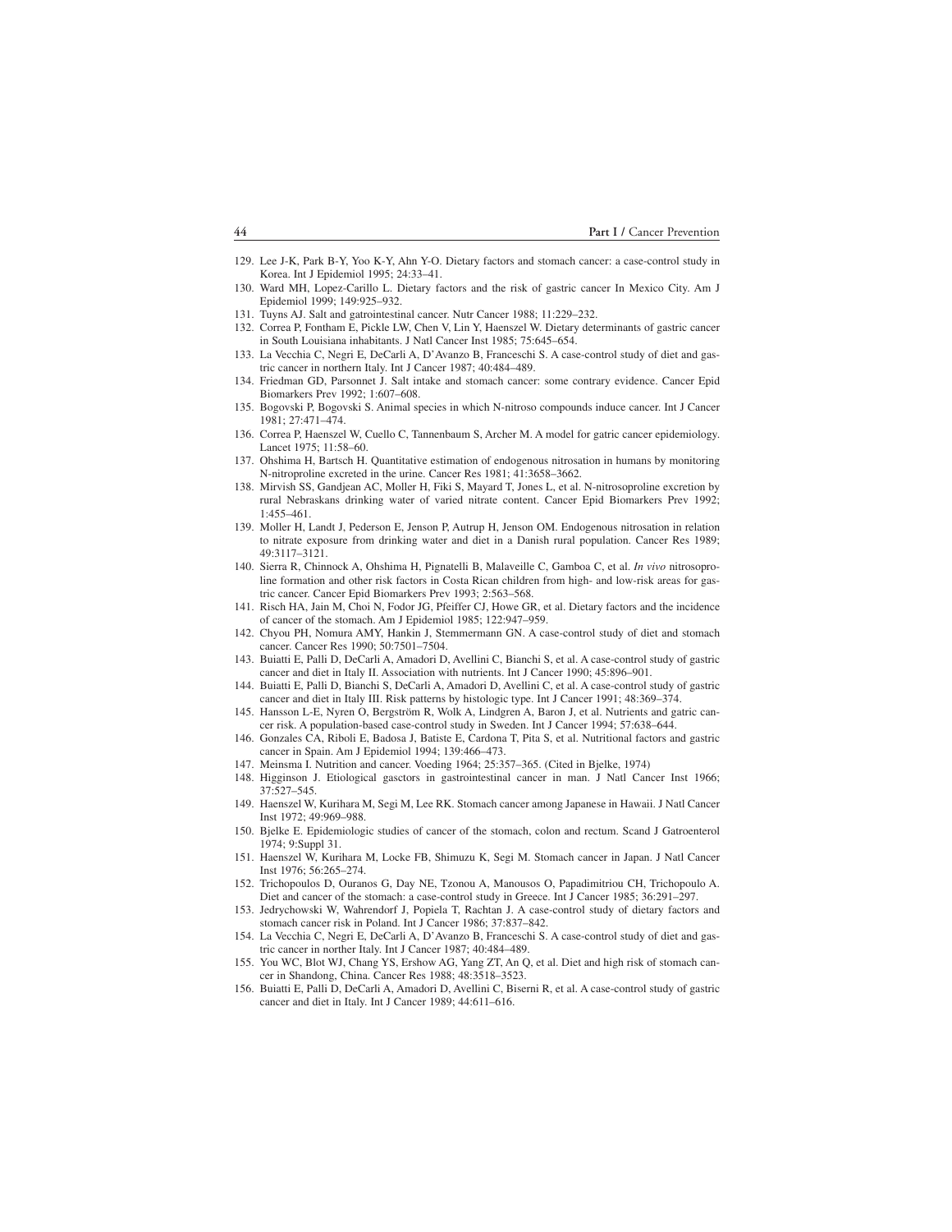129. Lee J-K, Park B-Y, Yoo K-Y, Ahn Y-O. Dietary factors and stomach cancer: a case-control study in Korea. Int J Epidemiol 1995; 24:33–41.
130. Ward MH, Lopez-Carillo L. Dietary factors and the risk of gastric cancer In Mexico City. Am J Epidemiol 1999; 149:925–932.
131. Tuyns AJ. Salt and gatrointestinal cancer. Nutr Cancer 1988; 11:229–232.
132. Correa P, Fontham E, Pickle LW, Chen V, Lin Y, Haenszel W. Dietary determinants of gastric cancer in South Louisiana inhabitants. J Natl Cancer Inst 1985; 75:645–654.
133. La Vecchia C, Negri E, DeCarli A, D'Avanzo B, Franceschi S. A case-control study of diet and gastric cancer in northern Italy. Int J Cancer 1987; 40:484–489.
134. Friedman GD, Parsonnet J. Salt intake and stomach cancer: some contrary evidence. Cancer Epid Biomarkers Prev 1992; 1:607–608.
135. Bogovski P, Bogovski S. Animal species in which N-nitroso compounds induce cancer. Int J Cancer 1981; 27:471–474.
136. Correa P, Haenszel W, Cuello C, Tannenbaum S, Archer M. A model for gatric cancer epidemiology. Lancet 1975; 11:58–60.
137. Ohshima H, Bartsch H. Quantitative estimation of endogenous nitrosation in humans by monitoring N-nitroproline excreted in the urine. Cancer Res 1981; 41:3658–3662.
138. Mirvish SS, Gandjean AC, Moller H, Fiki S, Mayard T, Jones L, et al. N-nitrosoproline excretion by rural Nebraskans drinking water of varied nitrate content. Cancer Epid Biomarkers Prev 1992; 1:455–461.
139. Moller H, Landt J, Pederson E, Jenson P, Autrup H, Jenson OM. Endogenous nitrosation in relation to nitrate exposure from drinking water and diet in a Danish rural population. Cancer Res 1989; 49:3117–3121.
140. Sierra R, Chinnock A, Ohshima H, Pignatelli B, Malaveille C, Gamboa C, et al. *In vivo* nitrosoproline formation and other risk factors in Costa Rican children from high- and low-risk areas for gastric cancer. Cancer Epid Biomarkers Prev 1993; 2:563–568.
141. Risch HA, Jain M, Choi N, Fodor JG, Pfeiffer CJ, Howe GR, et al. Dietary factors and the incidence of cancer of the stomach. Am J Epidemiol 1985; 122:947–959.
142. Chyou PH, Nomura AMY, Hankin J, Stemmermann GN. A case-control study of diet and stomach cancer. Cancer Res 1990; 50:7501–7504.
143. Buiatti E, Palli D, DeCarli A, Amadori D, Avellini C, Bianchi S, et al. A case-control study of gastric cancer and diet in Italy II. Association with nutrients. Int J Cancer 1990; 45:896–901.
144. Buiatti E, Palli D, Bianchi S, DeCarli A, Amadori D, Avellini C, et al. A case-control study of gastric cancer and diet in Italy III. Risk patterns by histologic type. Int J Cancer 1991; 48:369–374.
145. Hansson L-E, Nyren O, Bergström R, Wolk A, Lindgren A, Baron J, et al. Nutrients and gatric cancer risk. A population-based case-control study in Sweden. Int J Cancer 1994; 57:638–644.
146. Gonzales CA, Riboli E, Badosa J, Batiste E, Cardona T, Pita S, et al. Nutritional factors and gastric cancer in Spain. Am J Epidemiol 1994; 139:466–473.
147. Meinsma I. Nutrition and cancer. Voeding 1964; 25:357–365. (Cited in Bjelke, 1974)
148. Higginson J. Etiological gasctors in gastrointestinal cancer in man. J Natl Cancer Inst 1966; 37:527–545.
149. Haenszel W, Kurihara M, Segi M, Lee RK. Stomach cancer among Japanese in Hawaii. J Natl Cancer Inst 1972; 49:969–988.
150. Bjelke E. Epidemiologic studies of cancer of the stomach, colon and rectum. Scand J Gatroenterol 1974; 9:Suppl 31.
151. Haenszel W, Kurihara M, Locke FB, Shimuzu K, Segi M. Stomach cancer in Japan. J Natl Cancer Inst 1976; 56:265–274.
152. Trichopoulos D, Ouranos G, Day NE, Tzonou A, Manousos O, Papadimitriou CH, Trichopoulo A. Diet and cancer of the stomach: a case-control study in Greece. Int J Cancer 1985; 36:291–297.
153. Jedrychowski W, Wahrendorf J, Popiela T, Rachtan J. A case-control study of dietary factors and stomach cancer risk in Poland. Int J Cancer 1986; 37:837–842.
154. La Vecchia C, Negri E, DeCarli A, D'Avanzo B, Franceschi S. A case-control study of diet and gastric cancer in norther Italy. Int J Cancer 1987; 40:484–489.
155. You WC, Blot WJ, Chang YS, Ershow AG, Yang ZT, An Q, et al. Diet and high risk of stomach cancer in Shandong, China. Cancer Res 1988; 48:3518–3523.
156. Buiatti E, Palli D, DeCarli A, Amadori D, Avellini C, Biserni R, et al. A case-control study of gastric cancer and diet in Italy. Int J Cancer 1989; 44:611–616.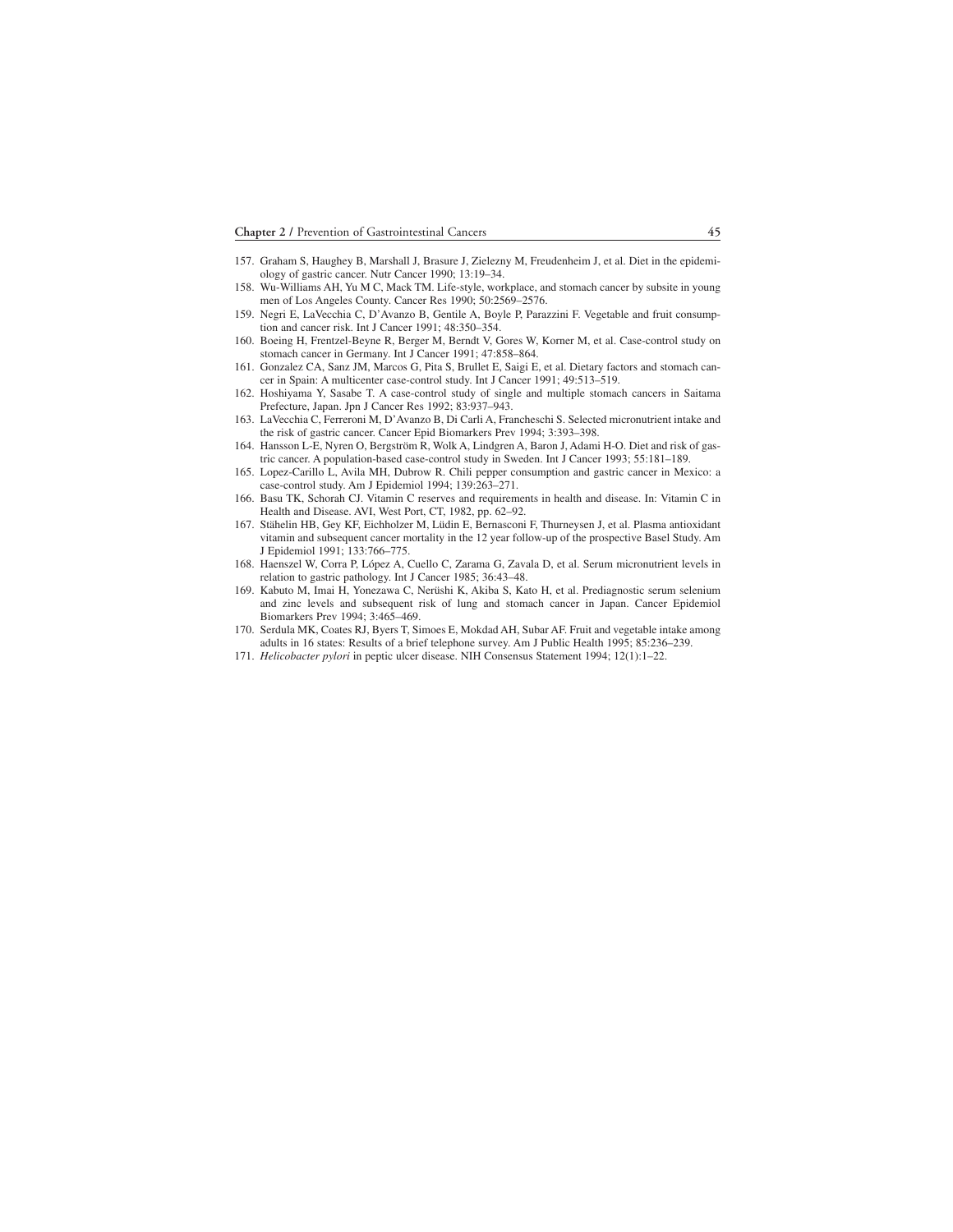157. Graham S, Haughey B, Marshall J, Brasure J, Zielezny M, Freudenheim J, et al. Diet in the epidemiology of gastric cancer. Nutr Cancer 1990; 13:19–34.
158. Wu-Williams AH, Yu M C, Mack TM. Life-style, workplace, and stomach cancer by subsite in young men of Los Angeles County. Cancer Res 1990; 50:2569–2576.
159. Negri E, LaVecchia C, D'Avanzo B, Gentile A, Boyle P, Parazzini F. Vegetable and fruit consumption and cancer risk. Int J Cancer 1991; 48:350–354.
160. Boeing H, Frentzel-Beyne R, Berger M, Berndt V, Gores W, Korner M, et al. Case-control study on stomach cancer in Germany. Int J Cancer 1991; 47:858–864.
161. Gonzalez CA, Sanz JM, Marcos G, Pita S, Brullet E, Saigi E, et al. Dietary factors and stomach cancer in Spain: A multicenter case-control study. Int J Cancer 1991; 49:513–519.
162. Hoshiyama Y, Sasabe T. A case-control study of single and multiple stomach cancers in Saitama Prefecture, Japan. Jpn J Cancer Res 1992; 83:937–943.
163. LaVecchia C, Ferreroni M, D'Avanzo B, Di Carli A, Franceschi S. Selected micronutrient intake and the risk of gastric cancer. Cancer Epid Biomarkers Prev 1994; 3:393–398.
164. Hansson L-E, Nyren O, Bergström R, Wolk A, Lindgren A, Baron J, Adami H-O. Diet and risk of gastric cancer. A population-based case-control study in Sweden. Int J Cancer 1993; 55:181–189.
165. Lopez-Carillo L, Avila MH, Dubrow R. Chili pepper consumption and gastric cancer in Mexico: a case-control study. Am J Epidemiol 1994; 139:263–271.
166. Basu TK, Schorah CJ. Vitamin C reserves and requirements in health and disease. In: Vitamin C in Health and Disease. AVI, West Port, CT, 1982, pp. 62–92.
167. Stähelin HB, Gey KF, Eichholzer M, Lüdin E, Bernasconi F, Thurneysen J, et al. Plasma antioxidant vitamin and subsequent cancer mortality in the 12 year follow-up of the prospective Basel Study. Am J Epidemiol 1991; 133:766–775.
168. Haenszel W, Corra P, López A, Cuello C, Zarama G, Zavala D, et al. Serum micronutrient levels in relation to gastric pathology. Int J Cancer 1985; 36:43–48.
169. Kabuto M, Imai H, Yonezawa C, Nerüshi K, Akiba S, Kato H, et al. Prediagnostic serum selenium and zinc levels and subsequent risk of lung and stomach cancer in Japan. Cancer Epidemiol Biomarkers Prev 1994; 3:465–469.
170. Serdula MK, Coates RJ, Byers T, Simoes E, Mokdad AH, Subar AF. Fruit and vegetable intake among adults in 16 states: Results of a brief telephone survey. Am J Public Health 1995; 85:236–239.
171. *Helicobacter pylori* in peptic ulcer disease. NIH Consensus Statement 1994; 12(1):1–22.